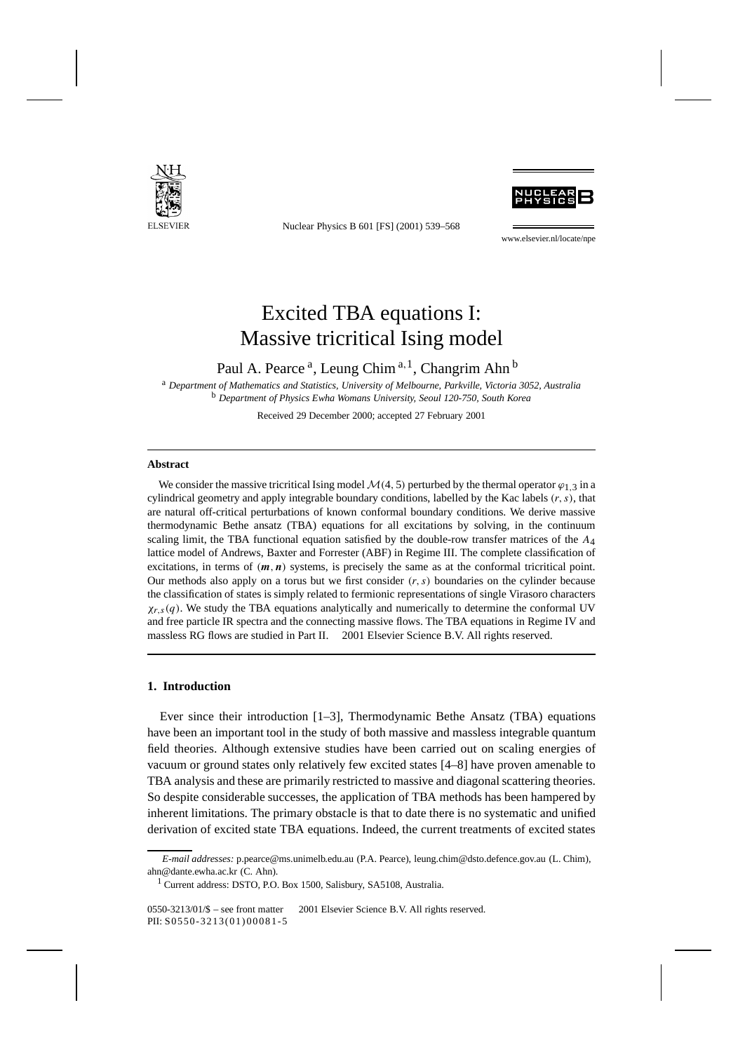# Excited TBA equations I: Massive tricritical Ising model

Paul A. Pearce [a], Leung Chim [a,1], Changrim Ahn [b]

[a] *Department of Mathematics and Statistics, University of Melbourne, Parkville, Victoria 3052, Australia*
[b] *Department of Physics Ewha Womans University, Seoul 120-750, South Korea*

Received 29 December 2000; accepted 27 February 2001

---

### Abstract

We consider the massive tricritical Ising model $\mathcal{M}(4,5)$ perturbed by the thermal operator $\varphi_{1,3}$ in a cylindrical geometry and apply integrable boundary conditions, labelled by the Kac labels $(r,s)$, that are natural off-critical perturbations of known conformal boundary conditions. We derive massive thermodynamic Bethe ansatz (TBA) equations for all excitations by solving, in the continuum scaling limit, the TBA functional equation satisfied by the double-row transfer matrices of the $A_4$ lattice model of Andrews, Baxter and Forrester (ABF) in Regime III. The complete classification of excitations, in terms of $(\boldsymbol{m},\boldsymbol{n})$ systems, is precisely the same as at the conformal tricritical point. Our methods also apply on a torus but we first consider $(r,s)$ boundaries on the cylinder because the classification of states is simply related to fermionic representations of single Virasoro characters $\chi_{r,s}(q)$. We study the TBA equations analytically and numerically to determine the conformal UV and free particle IR spectra and the connecting massive flows. The TBA equations in Regime IV and massless RG flows are studied in Part II. © 2001 Elsevier Science B.V. All rights reserved.

---

## 1. Introduction

Ever since their introduction [1–3], Thermodynamic Bethe Ansatz (TBA) equations have been an important tool in the study of both massive and massless integrable quantum field theories. Although extensive studies have been carried out on scaling energies of vacuum or ground states only relatively few excited states [4–8] have proven amenable to TBA analysis and these are primarily restricted to massive and diagonal scattering theories. So despite considerable successes, the application of TBA methods has been hampered by inherent limitations. The primary obstacle is that to date there is no systematic and unified derivation of excited state TBA equations. Indeed, the current treatments of excited states

---

*E-mail addresses:* p.pearce@ms.unimelb.edu.au (P.A. Pearce), leung.chim@dsto.defence.gov.au (L. Chim), ahn@dante.ewha.ac.kr (C. Ahn).

[1] Current address: DSTO, P.O. Box 1500, Salisbury, SA5108, Australia.

0550-3213/01/$ – see front matter © 2001 Elsevier Science B.V. All rights reserved.
PII: S0550-3213(01)00081-5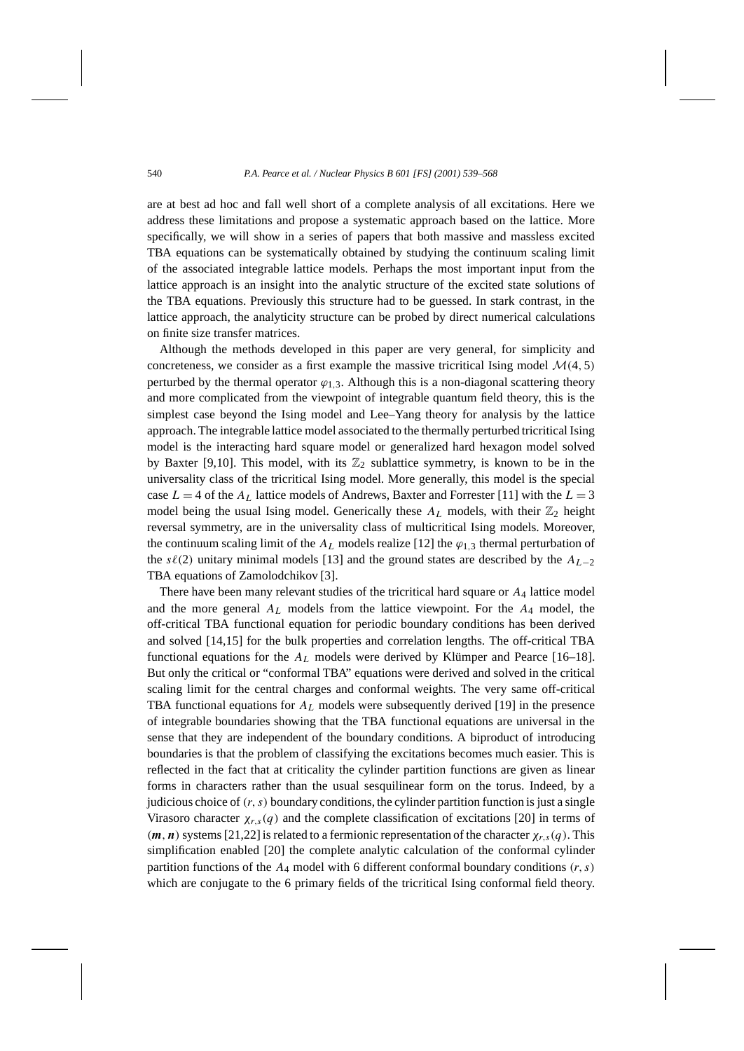are at best ad hoc and fall well short of a complete analysis of all excitations. Here we address these limitations and propose a systematic approach based on the lattice. More specifically, we will show in a series of papers that both massive and massless excited TBA equations can be systematically obtained by studying the continuum scaling limit of the associated integrable lattice models. Perhaps the most important input from the lattice approach is an insight into the analytic structure of the excited state solutions of the TBA equations. Previously this structure had to be guessed. In stark contrast, in the lattice approach, the analyticity structure can be probed by direct numerical calculations on finite size transfer matrices.

Although the methods developed in this paper are very general, for simplicity and concreteness, we consider as a first example the massive tricritical Ising model $\mathcal{M}(4,5)$ perturbed by the thermal operator $\varphi_{1,3}$. Although this is a non-diagonal scattering theory and more complicated from the viewpoint of integrable quantum field theory, this is the simplest case beyond the Ising model and Lee–Yang theory for analysis by the lattice approach. The integrable lattice model associated to the thermally perturbed tricritical Ising model is the interacting hard square model or generalized hard hexagon model solved by Baxter [9,10]. This model, with its $\mathbb{Z}_2$ sublattice symmetry, is known to be in the universality class of the tricritical Ising model. More generally, this model is the special case $L=4$ of the $A_L$ lattice models of Andrews, Baxter and Forrester [11] with the $L=3$ model being the usual Ising model. Generically these $A_L$ models, with their $\mathbb{Z}_2$ height reversal symmetry, are in the universality class of multicritical Ising models. Moreover, the continuum scaling limit of the $A_L$ models realize [12] the $\varphi_{1,3}$ thermal perturbation of the $s\ell(2)$ unitary minimal models [13] and the ground states are described by the $A_{L-2}$ TBA equations of Zamolodchikov [3].

There have been many relevant studies of the tricritical hard square or $A_4$ lattice model and the more general $A_L$ models from the lattice viewpoint. For the $A_4$ model, the off-critical TBA functional equation for periodic boundary conditions has been derived and solved [14,15] for the bulk properties and correlation lengths. The off-critical TBA functional equations for the $A_L$ models were derived by Klümper and Pearce [16–18]. But only the critical or "conformal TBA" equations were derived and solved in the critical scaling limit for the central charges and conformal weights. The very same off-critical TBA functional equations for $A_L$ models were subsequently derived [19] in the presence of integrable boundaries showing that the TBA functional equations are universal in the sense that they are independent of the boundary conditions. A biproduct of introducing boundaries is that the problem of classifying the excitations becomes much easier. This is reflected in the fact that at criticality the cylinder partition functions are given as linear forms in characters rather than the usual sesquilinear form on the torus. Indeed, by a judicious choice of $(r,s)$ boundary conditions, the cylinder partition function is just a single Virasoro character $\chi_{r,s}(q)$ and the complete classification of excitations [20] in terms of $(\boldsymbol{m},\boldsymbol{n})$ systems [21,22] is related to a fermionic representation of the character $\chi_{r,s}(q)$. This simplification enabled [20] the complete analytic calculation of the conformal cylinder partition functions of the $A_4$ model with 6 different conformal boundary conditions $(r,s)$ which are conjugate to the 6 primary fields of the tricritical Ising conformal field theory.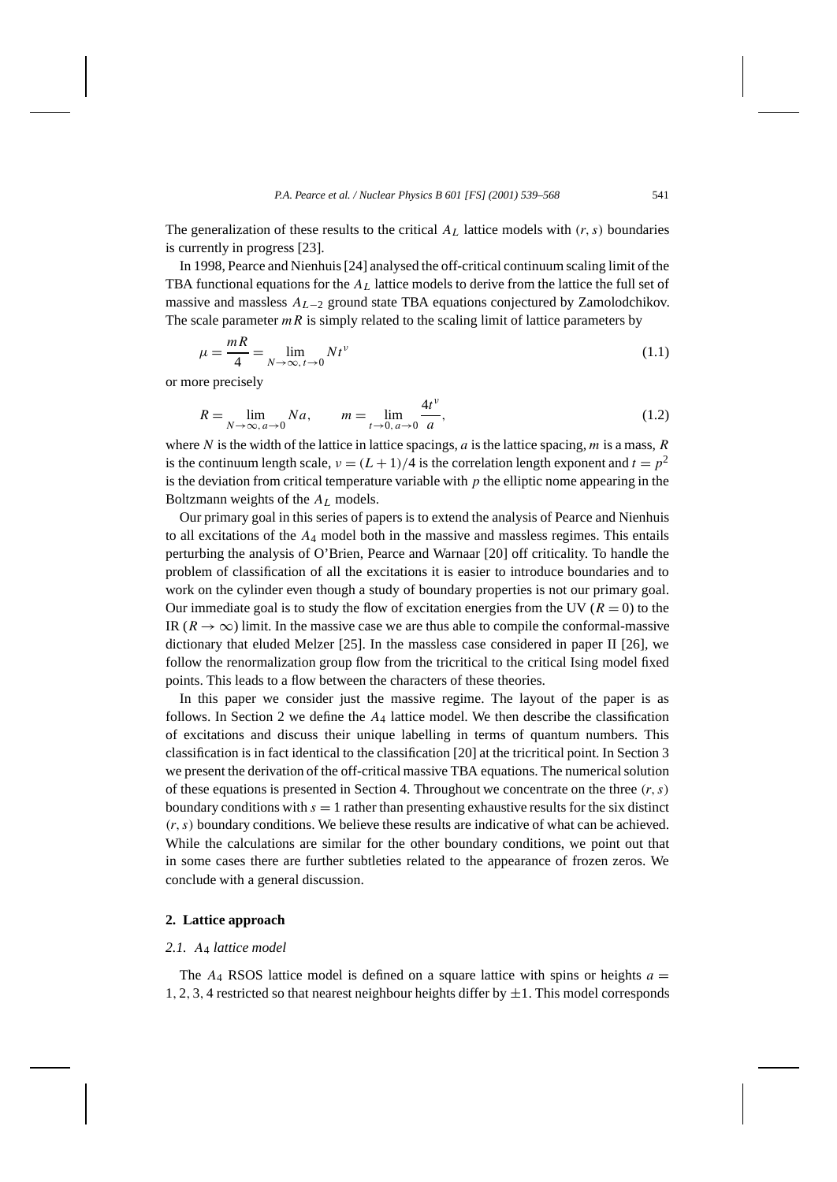The generalization of these results to the critical $A_L$ lattice models with $(r, s)$ boundaries is currently in progress [23].

In 1998, Pearce and Nienhuis [24] analysed the off-critical continuum scaling limit of the TBA functional equations for the $A_L$ lattice models to derive from the lattice the full set of massive and massless $A_{L-2}$ ground state TBA equations conjectured by Zamolodchikov. The scale parameter $mR$ is simply related to the scaling limit of lattice parameters by

$$\mu = \frac{mR}{4} = \lim_{N\to\infty,\, t\to 0} N t^{\nu} \tag{1.1}$$

or more precisely

$$R = \lim_{N\to\infty,\, a\to 0} Na, \qquad m = \lim_{t\to 0,\, a\to 0} \frac{4t^{\nu}}{a}, \tag{1.2}$$

where $N$ is the width of the lattice in lattice spacings, $a$ is the lattice spacing, $m$ is a mass, $R$ is the continuum length scale, $\nu = (L+1)/4$ is the correlation length exponent and $t = p^2$ is the deviation from critical temperature variable with $p$ the elliptic nome appearing in the Boltzmann weights of the $A_L$ models.

Our primary goal in this series of papers is to extend the analysis of Pearce and Nienhuis to all excitations of the $A_4$ model both in the massive and massless regimes. This entails perturbing the analysis of O'Brien, Pearce and Warnaar [20] off criticality. To handle the problem of classification of all the excitations it is easier to introduce boundaries and to work on the cylinder even though a study of boundary properties is not our primary goal. Our immediate goal is to study the flow of excitation energies from the UV ($R = 0$) to the IR ($R \to \infty$) limit. In the massive case we are thus able to compile the conformal-massive dictionary that eluded Melzer [25]. In the massless case considered in paper II [26], we follow the renormalization group flow from the tricritical to the critical Ising model fixed points. This leads to a flow between the characters of these theories.

In this paper we consider just the massive regime. The layout of the paper is as follows. In Section 2 we define the $A_4$ lattice model. We then describe the classification of excitations and discuss their unique labelling in terms of quantum numbers. This classification is in fact identical to the classification [20] at the tricritical point. In Section 3 we present the derivation of the off-critical massive TBA equations. The numerical solution of these equations is presented in Section 4. Throughout we concentrate on the three $(r, s)$ boundary conditions with $s = 1$ rather than presenting exhaustive results for the six distinct $(r, s)$ boundary conditions. We believe these results are indicative of what can be achieved. While the calculations are similar for the other boundary conditions, we point out that in some cases there are further subtleties related to the appearance of frozen zeros. We conclude with a general discussion.

## 2. Lattice approach

### 2.1. $A_4$ lattice model

The $A_4$ RSOS lattice model is defined on a square lattice with spins or heights $a = 1, 2, 3, 4$ restricted so that nearest neighbour heights differ by $\pm 1$. This model corresponds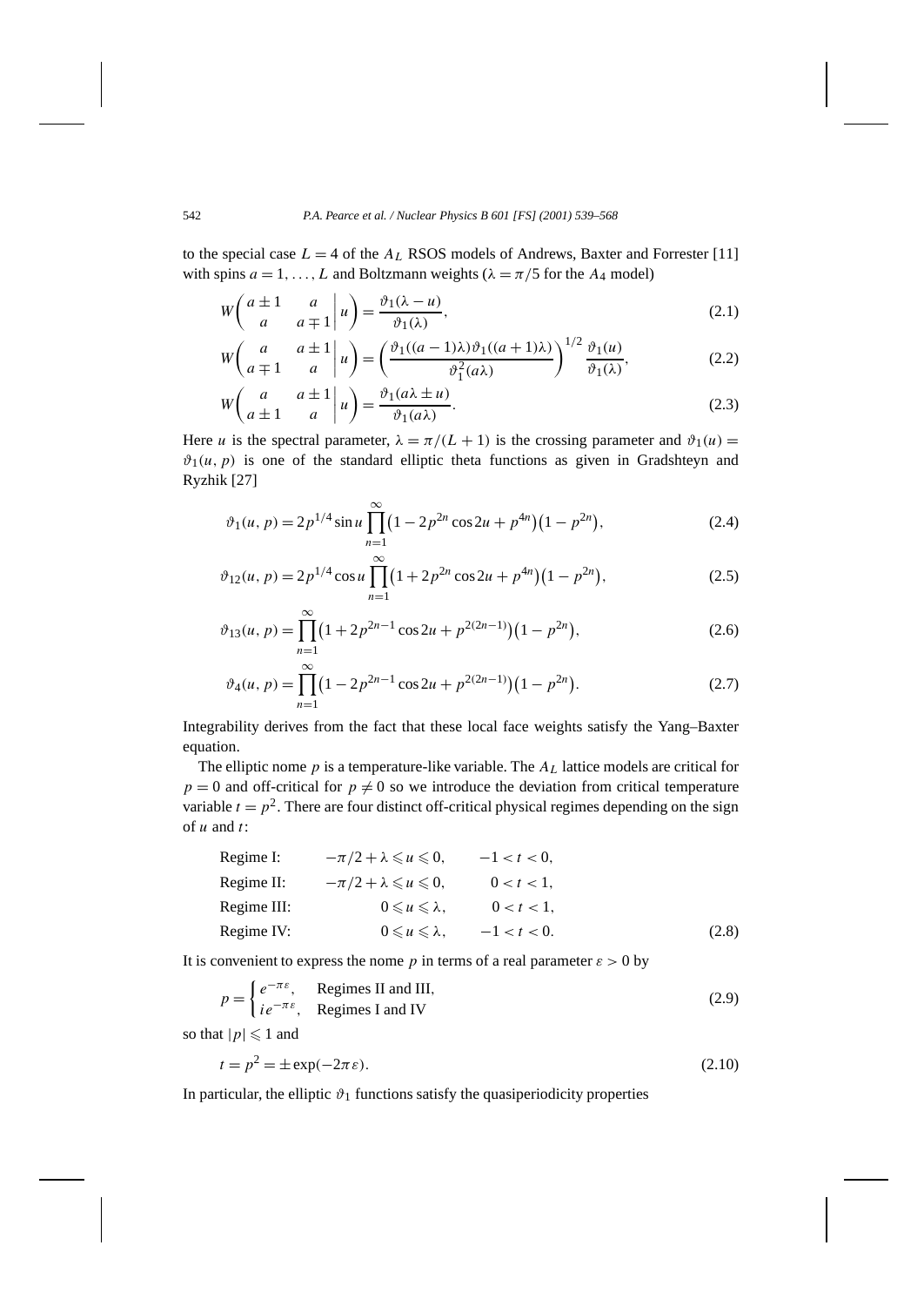to the special case $L = 4$ of the $A_L$ RSOS models of Andrews, Baxter and Forrester [11] with spins $a = 1, \dots, L$ and Boltzmann weights ($\lambda = \pi/5$ for the $A_4$ model)

$$W\begin{pmatrix} a\pm 1 & a \\ a & a\mp 1 \end{pmatrix}\!\!\left|\, u \right) = \frac{\vartheta_1(\lambda - u)}{\vartheta_1(\lambda)}, \tag{2.1}$$

$$W\begin{pmatrix} a & a\pm 1 \\ a\mp 1 & a \end{pmatrix}\!\!\left|\, u \right) = \left(\frac{\vartheta_1((a-1)\lambda)\vartheta_1((a+1)\lambda)}{\vartheta_1^2(a\lambda)}\right)^{1/2} \frac{\vartheta_1(u)}{\vartheta_1(\lambda)}, \tag{2.2}$$

$$W\begin{pmatrix} a & a\pm 1 \\ a\pm 1 & a \end{pmatrix}\!\!\left|\, u \right) = \frac{\vartheta_1(a\lambda \pm u)}{\vartheta_1(a\lambda)}. \tag{2.3}$$

Here $u$ is the spectral parameter, $\lambda = \pi/(L+1)$ is the crossing parameter and $\vartheta_1(u) = \vartheta_1(u, p)$ is one of the standard elliptic theta functions as given in Gradshteyn and Ryzhik [27]

$$\vartheta_1(u, p) = 2p^{1/4} \sin u \prod_{n=1}^{\infty} \big(1 - 2p^{2n} \cos 2u + p^{4n}\big)\big(1 - p^{2n}\big), \tag{2.4}$$

$$\vartheta_{12}(u, p) = 2p^{1/4} \cos u \prod_{n=1}^{\infty} \big(1 + 2p^{2n} \cos 2u + p^{4n}\big)\big(1 - p^{2n}\big), \tag{2.5}$$

$$\vartheta_{13}(u, p) = \prod_{n=1}^{\infty} \big(1 + 2p^{2n-1} \cos 2u + p^{2(2n-1)}\big)\big(1 - p^{2n}\big), \tag{2.6}$$

$$\vartheta_4(u, p) = \prod_{n=1}^{\infty} \big(1 - 2p^{2n-1} \cos 2u + p^{2(2n-1)}\big)\big(1 - p^{2n}\big). \tag{2.7}$$

Integrability derives from the fact that these local face weights satisfy the Yang–Baxter equation.

The elliptic nome $p$ is a temperature-like variable. The $A_L$ lattice models are critical for $p = 0$ and off-critical for $p \neq 0$ so we introduce the deviation from critical temperature variable $t = p^2$. There are four distinct off-critical physical regimes depending on the sign of $u$ and $t$:

$$\begin{array}{lrr}
\text{Regime I:} & -\pi/2 + \lambda \leqslant u \leqslant 0, & -1 < t < 0, \\
\text{Regime II:} & -\pi/2 + \lambda \leqslant u \leqslant 0, & 0 < t < 1, \\
\text{Regime III:} & 0 \leqslant u \leqslant \lambda, & 0 < t < 1, \\
\text{Regime IV:} & 0 \leqslant u \leqslant \lambda, & -1 < t < 0.
\end{array} \tag{2.8}$$

It is convenient to express the nome $p$ in terms of a real parameter $\varepsilon > 0$ by

$$p = \begin{cases} e^{-\pi\varepsilon}, & \text{Regimes II and III}, \\ ie^{-\pi\varepsilon}, & \text{Regimes I and IV} \end{cases} \tag{2.9}$$

so that $|p| \leqslant 1$ and

$$t = p^2 = \pm \exp(-2\pi\varepsilon). \tag{2.10}$$

In particular, the elliptic $\vartheta_1$ functions satisfy the quasiperiodicity properties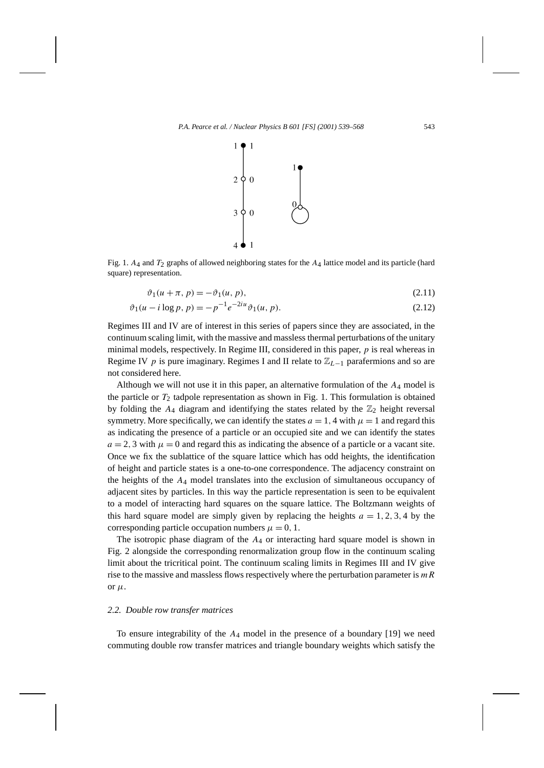Fig. 1. $A_4$ and $T_2$ graphs of allowed neighboring states for the $A_4$ lattice model and its particle (hard square) representation.

$$\vartheta_1(u+\pi, p) = -\vartheta_1(u, p), \tag{2.11}$$

$$\vartheta_1(u - i\log p, p) = -p^{-1}e^{-2iu}\vartheta_1(u, p). \tag{2.12}$$

Regimes III and IV are of interest in this series of papers since they are associated, in the continuum scaling limit, with the massive and massless thermal perturbations of the unitary minimal models, respectively. In Regime III, considered in this paper, $p$ is real whereas in Regime IV $p$ is pure imaginary. Regimes I and II relate to $\mathbb{Z}_{L-1}$ parafermions and so are not considered here.

Although we will not use it in this paper, an alternative formulation of the $A_4$ model is the particle or $T_2$ tadpole representation as shown in Fig. 1. This formulation is obtained by folding the $A_4$ diagram and identifying the states related by the $\mathbb{Z}_2$ height reversal symmetry. More specifically, we can identify the states $a = 1, 4$ with $\mu = 1$ and regard this as indicating the presence of a particle or an occupied site and we can identify the states $a = 2, 3$ with $\mu = 0$ and regard this as indicating the absence of a particle or a vacant site. Once we fix the sublattice of the square lattice which has odd heights, the identification of height and particle states is a one-to-one correspondence. The adjacency constraint on the heights of the $A_4$ model translates into the exclusion of simultaneous occupancy of adjacent sites by particles. In this way the particle representation is seen to be equivalent to a model of interacting hard squares on the square lattice. The Boltzmann weights of this hard square model are simply given by replacing the heights $a = 1, 2, 3, 4$ by the corresponding particle occupation numbers $\mu = 0, 1$.

The isotropic phase diagram of the $A_4$ or interacting hard square model is shown in Fig. 2 alongside the corresponding renormalization group flow in the continuum scaling limit about the tricritical point. The continuum scaling limits in Regimes III and IV give rise to the massive and massless flows respectively where the perturbation parameter is $mR$ or $\mu$.

### 2.2. Double row transfer matrices

To ensure integrability of the $A_4$ model in the presence of a boundary [19] we need commuting double row transfer matrices and triangle boundary weights which satisfy the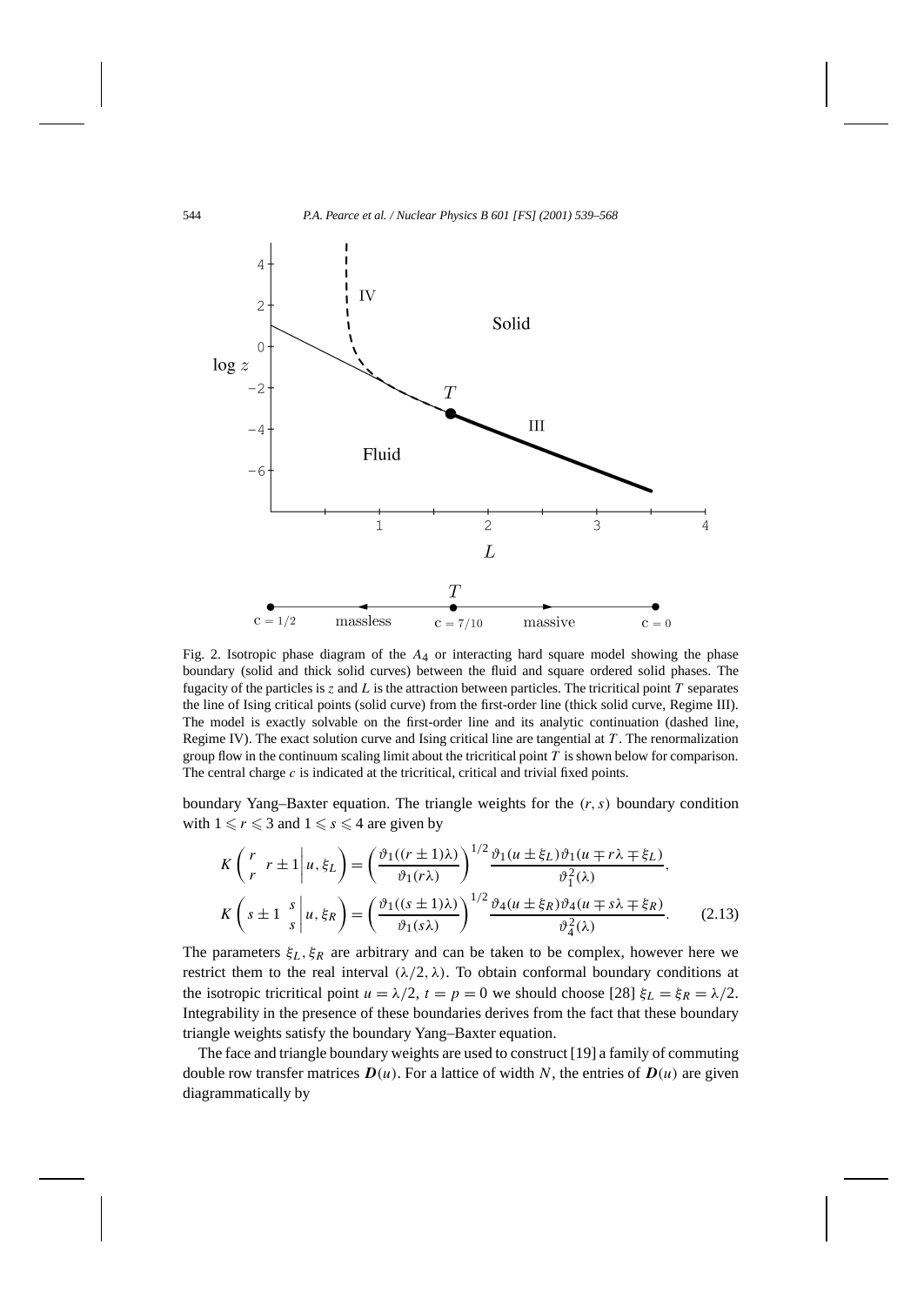Fig. 2. Isotropic phase diagram of the $A_4$ or interacting hard square model showing the phase boundary (solid and thick solid curves) between the fluid and square ordered solid phases. The fugacity of the particles is $z$ and $L$ is the attraction between particles. The tricritical point $T$ separates the line of Ising critical points (solid curve) from the first-order line (thick solid curve, Regime III). The model is exactly solvable on the first-order line and its analytic continuation (dashed line, Regime IV). The exact solution curve and Ising critical line are tangential at $T$. The renormalization group flow in the continuum scaling limit about the tricritical point $T$ is shown below for comparison. The central charge $c$ is indicated at the tricritical, critical and trivial fixed points.

boundary Yang–Baxter equation. The triangle weights for the $(r, s)$ boundary condition with $1 \leqslant r \leqslant 3$ and $1 \leqslant s \leqslant 4$ are given by

$$K\left(\begin{matrix} r \\ r \end{matrix}\; r\pm 1 \,\middle|\, u, \xi_L\right) = \left(\frac{\vartheta_1((r\pm 1)\lambda)}{\vartheta_1(r\lambda)}\right)^{1/2} \frac{\vartheta_1(u\pm\xi_L)\vartheta_1(u\mp r\lambda\mp\xi_L)}{\vartheta_1^2(\lambda)},$$

$$K\left(s\pm 1\; \begin{matrix} s \\ s \end{matrix} \,\middle|\, u, \xi_R\right) = \left(\frac{\vartheta_1((s\pm 1)\lambda)}{\vartheta_1(s\lambda)}\right)^{1/2} \frac{\vartheta_4(u\pm\xi_R)\vartheta_4(u\mp s\lambda\mp\xi_R)}{\vartheta_4^2(\lambda)}. \qquad (2.13)$$

The parameters $\xi_L, \xi_R$ are arbitrary and can be taken to be complex, however here we restrict them to the real interval $(\lambda/2, \lambda)$. To obtain conformal boundary conditions at the isotropic tricritical point $u = \lambda/2$, $t = p = 0$ we should choose [28] $\xi_L = \xi_R = \lambda/2$. Integrability in the presence of these boundaries derives from the fact that these boundary triangle weights satisfy the boundary Yang–Baxter equation.

The face and triangle boundary weights are used to construct [19] a family of commuting double row transfer matrices $\boldsymbol{D}(u)$. For a lattice of width $N$, the entries of $\boldsymbol{D}(u)$ are given diagrammatically by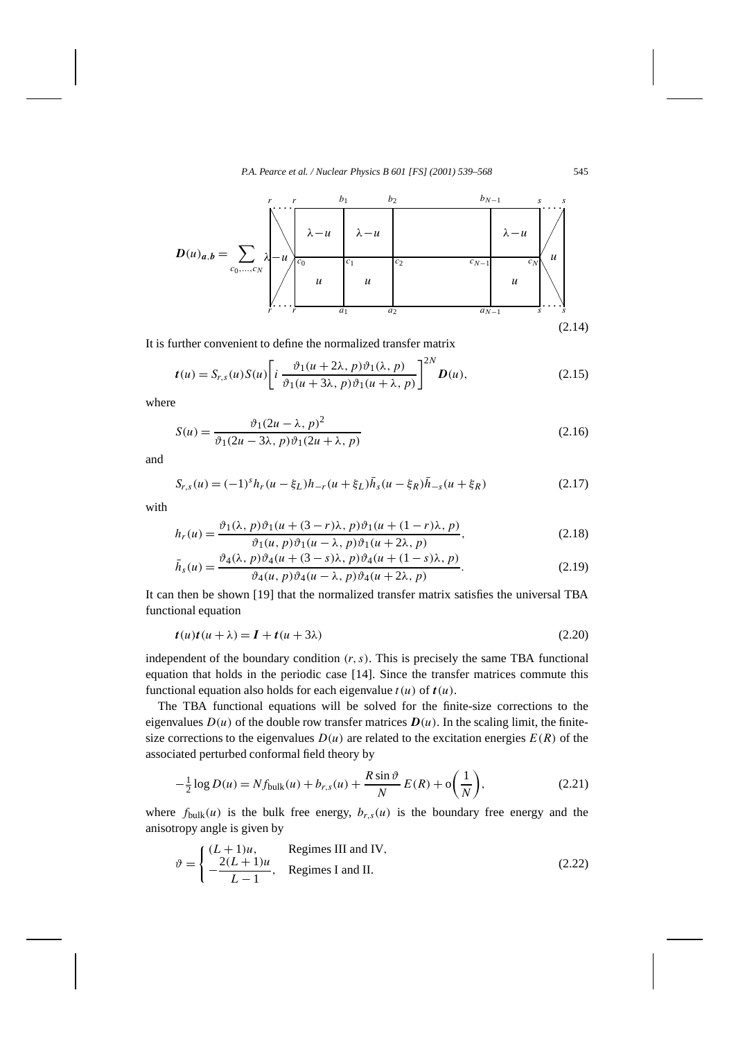$$
\boldsymbol{D}(u)_{\boldsymbol{a},\boldsymbol{b}} = \sum_{c_0,\ldots,c_N} \quad \text{[diagram: double row with boundary triangles } \lambda-u \text{ (left, spins } r,r\text{), faces } \lambda-u \text{ (top row, upper spins } r, b_1, b_2, \ldots, b_{N-1}, s\text{), faces } u \text{ (bottom row, lower spins } r, a_1, a_2, \ldots, a_{N-1}, s\text{), middle spins } c_0, c_1, c_2, \ldots, c_{N-1}, c_N\text{, right boundary triangle } u \text{ (spins } s,s\text{)]} \tag{2.14}
$$

It is further convenient to define the normalized transfer matrix

$$
\boldsymbol{t}(u) = S_{r,s}(u)S(u)\left[ i\, \frac{\vartheta_1(u+2\lambda, p)\vartheta_1(\lambda, p)}{\vartheta_1(u+3\lambda, p)\vartheta_1(u+\lambda, p)} \right]^{2N} \boldsymbol{D}(u), \tag{2.15}
$$

where

$$
S(u) = \frac{\vartheta_1(2u-\lambda, p)^2}{\vartheta_1(2u-3\lambda, p)\vartheta_1(2u+\lambda, p)} \tag{2.16}
$$

and

$$
S_{r,s}(u) = (-1)^s h_r(u-\xi_L)h_{-r}(u+\xi_L)\bar{h}_s(u-\xi_R)\bar{h}_{-s}(u+\xi_R) \tag{2.17}
$$

with

$$
h_r(u) = \frac{\vartheta_1(\lambda, p)\vartheta_1(u+(3-r)\lambda, p)\vartheta_1(u+(1-r)\lambda, p)}{\vartheta_1(u, p)\vartheta_1(u-\lambda, p)\vartheta_1(u+2\lambda, p)}, \tag{2.18}
$$

$$
\bar{h}_s(u) = \frac{\vartheta_4(\lambda, p)\vartheta_4(u+(3-s)\lambda, p)\vartheta_4(u+(1-s)\lambda, p)}{\vartheta_4(u, p)\vartheta_4(u-\lambda, p)\vartheta_4(u+2\lambda, p)}. \tag{2.19}
$$

It can then be shown [19] that the normalized transfer matrix satisfies the universal TBA functional equation

$$
\boldsymbol{t}(u)\boldsymbol{t}(u+\lambda) = \boldsymbol{I} + \boldsymbol{t}(u+3\lambda) \tag{2.20}
$$

independent of the boundary condition $(r, s)$. This is precisely the same TBA functional equation that holds in the periodic case [14]. Since the transfer matrices commute this functional equation also holds for each eigenvalue $t(u)$ of $\boldsymbol{t}(u)$.

The TBA functional equations will be solved for the finite-size corrections to the eigenvalues $D(u)$ of the double row transfer matrices $\boldsymbol{D}(u)$. In the scaling limit, the finite-size corrections to the eigenvalues $D(u)$ are related to the excitation energies $E(R)$ of the associated perturbed conformal field theory by

$$
-\tfrac{1}{2}\log D(u) = N f_{\text{bulk}}(u) + b_{r,s}(u) + \frac{R\sin\vartheta}{N}\,E(R) + o\!\left(\frac{1}{N}\right), \tag{2.21}
$$

where $f_{\text{bulk}}(u)$ is the bulk free energy, $b_{r,s}(u)$ is the boundary free energy and the anisotropy angle is given by

$$
\vartheta = \begin{cases} (L+1)u, & \text{Regimes III and IV,} \\ -\dfrac{2(L+1)u}{L-1}, & \text{Regimes I and II.} \end{cases} \tag{2.22}
$$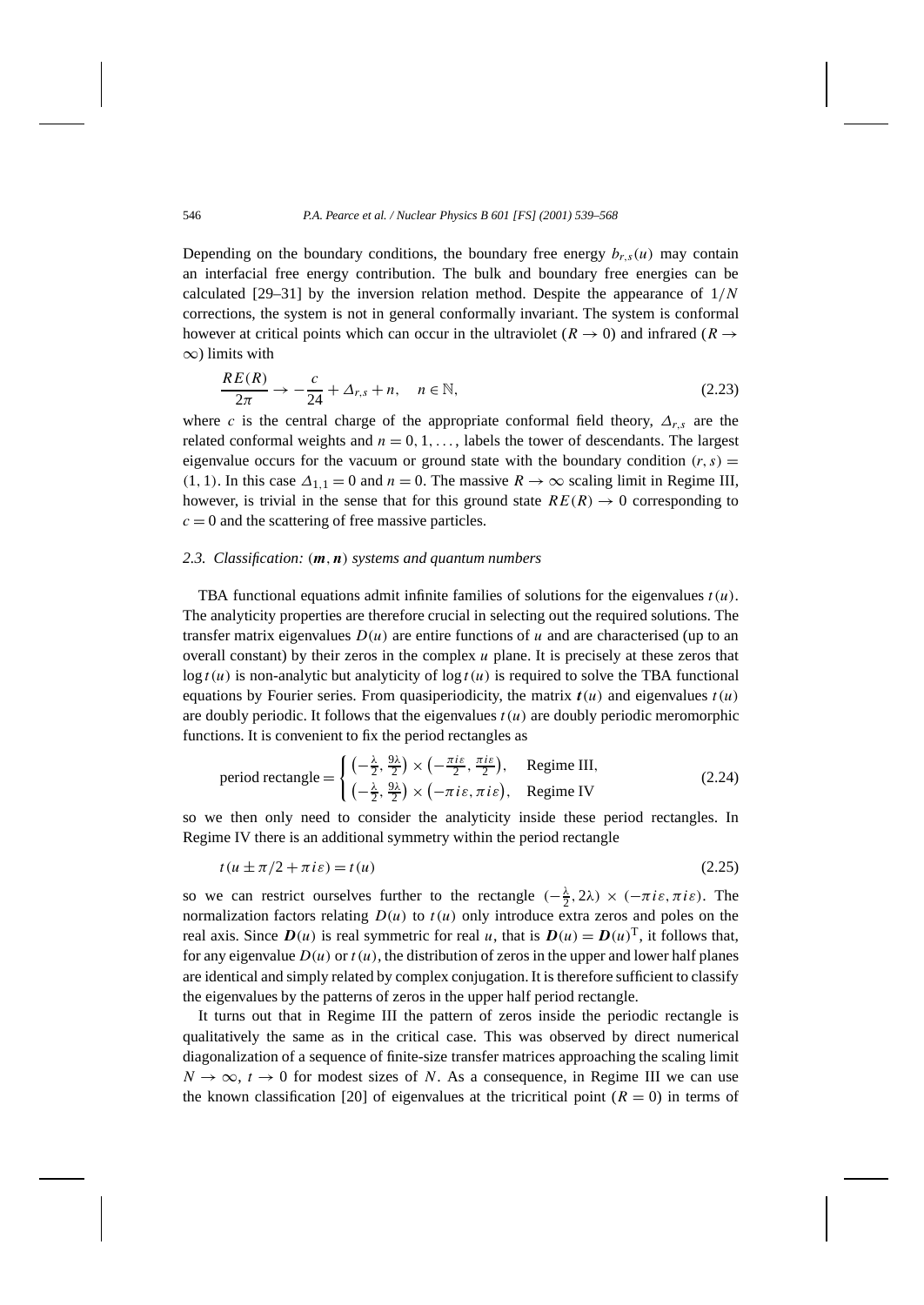Depending on the boundary conditions, the boundary free energy $b_{r,s}(u)$ may contain an interfacial free energy contribution. The bulk and boundary free energies can be calculated [29–31] by the inversion relation method. Despite the appearance of $1/N$ corrections, the system is not in general conformally invariant. The system is conformal however at critical points which can occur in the ultraviolet ($R \to 0$) and infrared ($R \to \infty$) limits with

$$\frac{RE(R)}{2\pi} \to -\frac{c}{24} + \Delta_{r,s} + n, \quad n \in \mathbb{N}, \tag{2.23}$$

where $c$ is the central charge of the appropriate conformal field theory, $\Delta_{r,s}$ are the related conformal weights and $n = 0, 1, \ldots,$ labels the tower of descendants. The largest eigenvalue occurs for the vacuum or ground state with the boundary condition $(r, s) = (1, 1)$. In this case $\Delta_{1,1} = 0$ and $n = 0$. The massive $R \to \infty$ scaling limit in Regime III, however, is trivial in the sense that for this ground state $RE(R) \to 0$ corresponding to $c = 0$ and the scattering of free massive particles.

### 2.3. Classification: $(\boldsymbol{m}, \boldsymbol{n})$ systems and quantum numbers

TBA functional equations admit infinite families of solutions for the eigenvalues $t(u)$. The analyticity properties are therefore crucial in selecting out the required solutions. The transfer matrix eigenvalues $D(u)$ are entire functions of $u$ and are characterised (up to an overall constant) by their zeros in the complex $u$ plane. It is precisely at these zeros that $\log t(u)$ is non-analytic but analyticity of $\log t(u)$ is required to solve the TBA functional equations by Fourier series. From quasiperiodicity, the matrix $\boldsymbol{t}(u)$ and eigenvalues $t(u)$ are doubly periodic. It follows that the eigenvalues $t(u)$ are doubly periodic meromorphic functions. It is convenient to fix the period rectangles as

$$\text{period rectangle} = \begin{cases} \left(-\frac{\lambda}{2}, \frac{9\lambda}{2}\right) \times \left(-\frac{\pi i\varepsilon}{2}, \frac{\pi i\varepsilon}{2}\right), & \text{Regime III}, \\ \left(-\frac{\lambda}{2}, \frac{9\lambda}{2}\right) \times \left(-\pi i\varepsilon, \pi i\varepsilon\right), & \text{Regime IV} \end{cases} \tag{2.24}$$

so we then only need to consider the analyticity inside these period rectangles. In Regime IV there is an additional symmetry within the period rectangle

$$t(u \pm \pi/2 + \pi i\varepsilon) = t(u) \tag{2.25}$$

so we can restrict ourselves further to the rectangle $(-\frac{\lambda}{2}, 2\lambda) \times (-\pi i\varepsilon, \pi i\varepsilon)$. The normalization factors relating $D(u)$ to $t(u)$ only introduce extra zeros and poles on the real axis. Since $\boldsymbol{D}(u)$ is real symmetric for real $u$, that is $\boldsymbol{D}(u) = \boldsymbol{D}(u)^{\mathrm{T}}$, it follows that, for any eigenvalue $D(u)$ or $t(u)$, the distribution of zeros in the upper and lower half planes are identical and simply related by complex conjugation. It is therefore sufficient to classify the eigenvalues by the patterns of zeros in the upper half period rectangle.

It turns out that in Regime III the pattern of zeros inside the periodic rectangle is qualitatively the same as in the critical case. This was observed by direct numerical diagonalization of a sequence of finite-size transfer matrices approaching the scaling limit $N \to \infty$, $t \to 0$ for modest sizes of $N$. As a consequence, in Regime III we can use the known classification [20] of eigenvalues at the tricritical point ($R = 0$) in terms of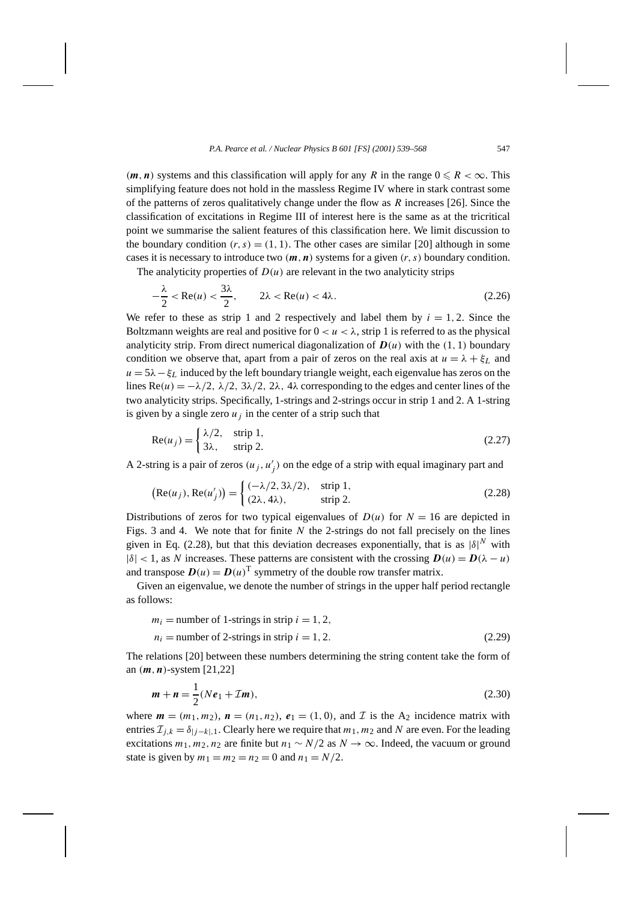$(\boldsymbol{m}, \boldsymbol{n})$ systems and this classification will apply for any $R$ in the range $0 \leqslant R < \infty$. This simplifying feature does not hold in the massless Regime IV where in stark contrast some of the patterns of zeros qualitatively change under the flow as $R$ increases [26]. Since the classification of excitations in Regime III of interest here is the same as at the tricritical point we summarise the salient features of this classification here. We limit discussion to the boundary condition $(r, s) = (1, 1)$. The other cases are similar [20] although in some cases it is necessary to introduce two $(\boldsymbol{m}, \boldsymbol{n})$ systems for a given $(r, s)$ boundary condition.

The analyticity properties of $D(u)$ are relevant in the two analyticity strips

$$
-\frac{\lambda}{2} < \mathrm{Re}(u) < \frac{3\lambda}{2}, \qquad 2\lambda < \mathrm{Re}(u) < 4\lambda. \tag{2.26}
$$

We refer to these as strip 1 and 2 respectively and label them by $i = 1, 2$. Since the Boltzmann weights are real and positive for $0 < u < \lambda$, strip 1 is referred to as the physical analyticity strip. From direct numerical diagonalization of $\boldsymbol{D}(u)$ with the $(1, 1)$ boundary condition we observe that, apart from a pair of zeros on the real axis at $u = \lambda + \xi_L$ and $u = 5\lambda - \xi_L$ induced by the left boundary triangle weight, each eigenvalue has zeros on the lines $\mathrm{Re}(u) = -\lambda/2,\ \lambda/2,\ 3\lambda/2,\ 2\lambda,\ 4\lambda$ corresponding to the edges and center lines of the two analyticity strips. Specifically, 1-strings and 2-strings occur in strip 1 and 2. A 1-string is given by a single zero $u_j$ in the center of a strip such that

$$
\mathrm{Re}(u_j) = \begin{cases} \lambda/2, & \text{strip 1}, \\ 3\lambda, & \text{strip 2}. \end{cases} \tag{2.27}
$$

A 2-string is a pair of zeros $(u_j, u_j')$ on the edge of a strip with equal imaginary part and

$$
\big(\mathrm{Re}(u_j), \mathrm{Re}(u_j')\big) = \begin{cases} (-\lambda/2, 3\lambda/2), & \text{strip 1}, \\ (2\lambda, 4\lambda), & \text{strip 2}. \end{cases} \tag{2.28}
$$

Distributions of zeros for two typical eigenvalues of $D(u)$ for $N = 16$ are depicted in Figs. 3 and 4. We note that for finite $N$ the 2-strings do not fall precisely on the lines given in Eq. (2.28), but that this deviation decreases exponentially, that is as $|\delta|^N$ with $|\delta| < 1$, as $N$ increases. These patterns are consistent with the crossing $\boldsymbol{D}(u) = \boldsymbol{D}(\lambda - u)$ and transpose $\boldsymbol{D}(u) = \boldsymbol{D}(u)^{\mathrm{T}}$ symmetry of the double row transfer matrix.

Given an eigenvalue, we denote the number of strings in the upper half period rectangle as follows:

$$
\begin{aligned}
m_i &= \text{number of 1-strings in strip } i = 1, 2, \\
n_i &= \text{number of 2-strings in strip } i = 1, 2.
\end{aligned} \tag{2.29}
$$

The relations [20] between these numbers determining the string content take the form of an $(\boldsymbol{m}, \boldsymbol{n})$-system [21,22]

$$
\boldsymbol{m} + \boldsymbol{n} = \frac{1}{2}(N\boldsymbol{e}_1 + \mathcal{I}\boldsymbol{m}), \tag{2.30}
$$

where $\boldsymbol{m} = (m_1, m_2)$, $\boldsymbol{n} = (n_1, n_2)$, $\boldsymbol{e}_1 = (1, 0)$, and $\mathcal{I}$ is the $A_2$ incidence matrix with entries $\mathcal{I}_{j,k} = \delta_{|j-k|,1}$. Clearly here we require that $m_1, m_2$ and $N$ are even. For the leading excitations $m_1, m_2, n_2$ are finite but $n_1 \sim N/2$ as $N \to \infty$. Indeed, the vacuum or ground state is given by $m_1 = m_2 = n_2 = 0$ and $n_1 = N/2$.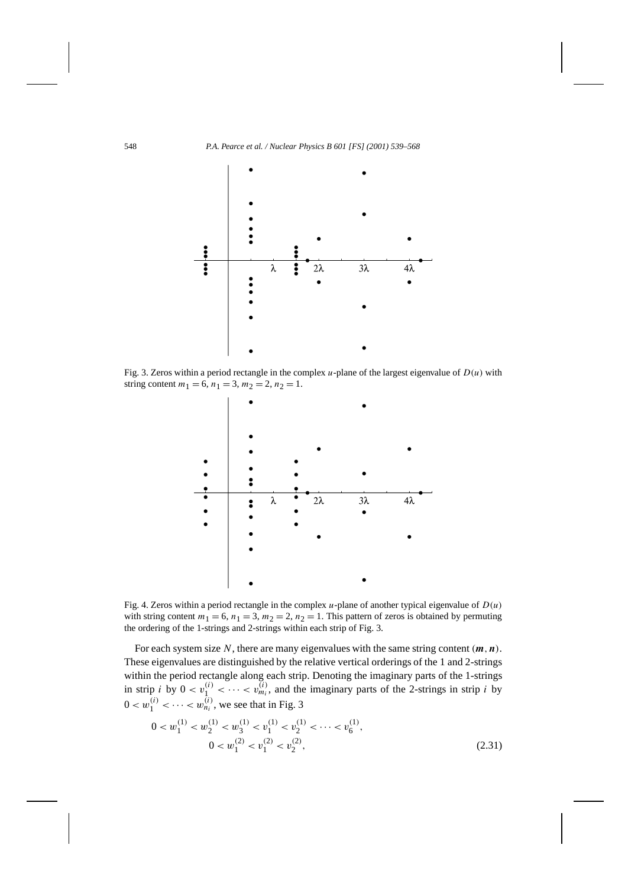Fig. 3. Zeros within a period rectangle in the complex $u$-plane of the largest eigenvalue of $D(u)$ with string content $m_1 = 6$, $n_1 = 3$, $m_2 = 2$, $n_2 = 1$.

Fig. 4. Zeros within a period rectangle in the complex $u$-plane of another typical eigenvalue of $D(u)$ with string content $m_1 = 6$, $n_1 = 3$, $m_2 = 2$, $n_2 = 1$. This pattern of zeros is obtained by permuting the ordering of the 1-strings and 2-strings within each strip of Fig. 3.

For each system size $N$, there are many eigenvalues with the same string content $(\boldsymbol{m}, \boldsymbol{n})$. These eigenvalues are distinguished by the relative vertical orderings of the 1 and 2-strings within the period rectangle along each strip. Denoting the imaginary parts of the 1-strings in strip $i$ by $0 < v_1^{(i)} < \cdots < v_{m_i}^{(i)}$, and the imaginary parts of the 2-strings in strip $i$ by $0 < w_1^{(i)} < \cdots < w_{n_i}^{(i)}$, we see that in Fig. 3

$$
\begin{aligned}
0 < w_1^{(1)} < w_2^{(1)} < w_3^{(1)} < v_1^{(1)} < v_2^{(1)} < \cdots < v_6^{(1)},& \\
0 < w_1^{(2)} < v_1^{(2)} < v_2^{(2)},& \qquad (2.31)
\end{aligned}
$$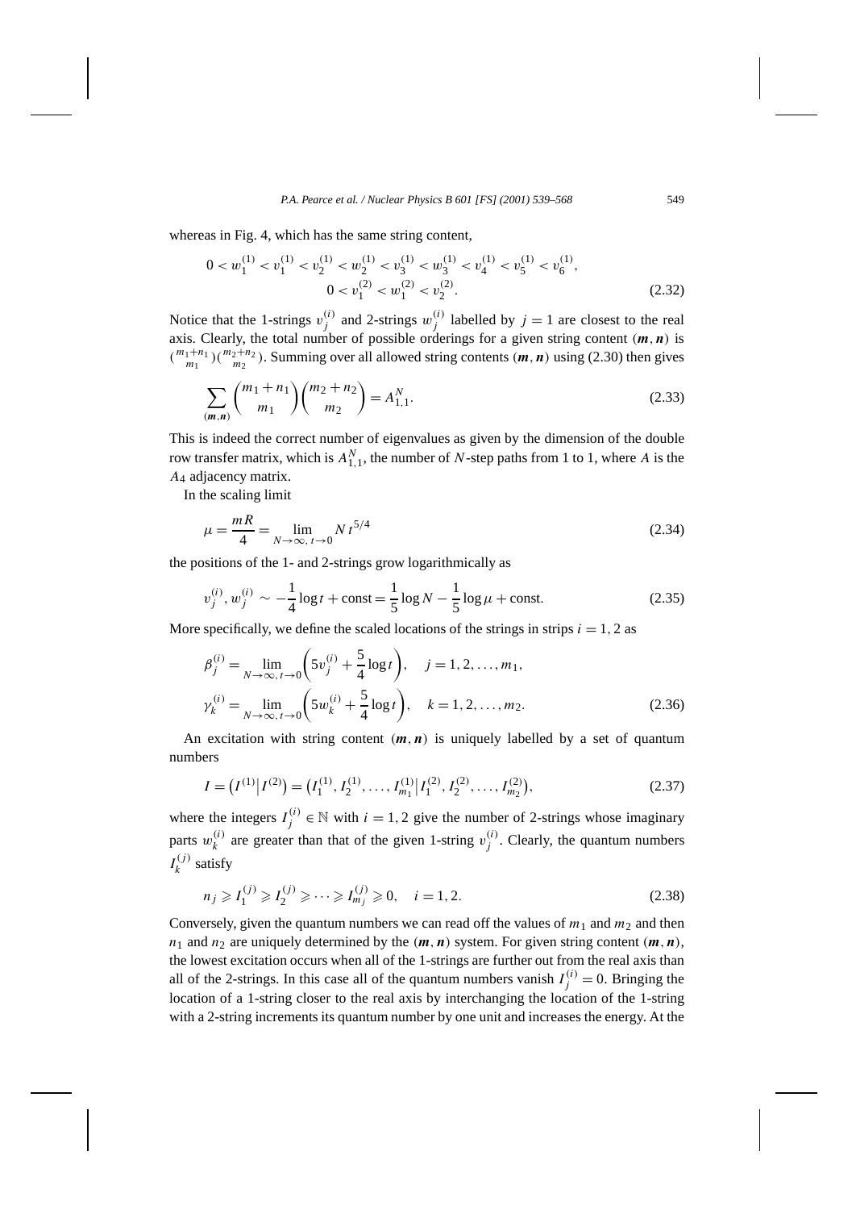whereas in Fig. 4, which has the same string content,

$$0 < w_1^{(1)} < v_1^{(1)} < v_2^{(1)} < w_2^{(1)} < v_3^{(1)} < w_3^{(1)} < v_4^{(1)} < v_5^{(1)} < v_6^{(1)},$$
$$0 < v_1^{(2)} < w_1^{(2)} < v_2^{(2)}. \tag{2.32}$$

Notice that the 1-strings $v_j^{(i)}$ and 2-strings $w_j^{(i)}$ labelled by $j = 1$ are closest to the real axis. Clearly, the total number of possible orderings for a given string content $(\boldsymbol{m}, \boldsymbol{n})$ is $\binom{m_1+n_1}{m_1}\binom{m_2+n_2}{m_2}$. Summing over all allowed string contents $(\boldsymbol{m}, \boldsymbol{n})$ using (2.30) then gives

$$\sum_{(\boldsymbol{m},\boldsymbol{n})} \binom{m_1+n_1}{m_1}\binom{m_2+n_2}{m_2} = A_{1,1}^N. \tag{2.33}$$

This is indeed the correct number of eigenvalues as given by the dimension of the double row transfer matrix, which is $A_{1,1}^N$, the number of $N$-step paths from 1 to 1, where $A$ is the $A_4$ adjacency matrix.

In the scaling limit

$$\mu = \frac{mR}{4} = \lim_{N\to\infty,\, t\to 0} N\, t^{5/4} \tag{2.34}$$

the positions of the 1- and 2-strings grow logarithmically as

$$v_j^{(i)}, w_j^{(i)} \sim -\frac{1}{4}\log t + \text{const} = \frac{1}{5}\log N - \frac{1}{5}\log \mu + \text{const}. \tag{2.35}$$

More specifically, we define the scaled locations of the strings in strips $i = 1, 2$ as

$$\beta_j^{(i)} = \lim_{N\to\infty,\, t\to 0}\left(5v_j^{(i)} + \frac{5}{4}\log t\right), \quad j = 1, 2, \ldots, m_1,$$
$$\gamma_k^{(i)} = \lim_{N\to\infty,\, t\to 0}\left(5w_k^{(i)} + \frac{5}{4}\log t\right), \quad k = 1, 2, \ldots, m_2. \tag{2.36}$$

An excitation with string content $(\boldsymbol{m}, \boldsymbol{n})$ is uniquely labelled by a set of quantum numbers

$$I = \left(I^{(1)}\middle| I^{(2)}\right) = \left(I_1^{(1)}, I_2^{(1)}, \ldots, I_{m_1}^{(1)}\middle| I_1^{(2)}, I_2^{(2)}, \ldots, I_{m_2}^{(2)}\right), \tag{2.37}$$

where the integers $I_j^{(i)} \in \mathbb{N}$ with $i = 1, 2$ give the number of 2-strings whose imaginary parts $w_k^{(i)}$ are greater than that of the given 1-string $v_j^{(i)}$. Clearly, the quantum numbers $I_k^{(j)}$ satisfy

$$n_j \geqslant I_1^{(j)} \geqslant I_2^{(j)} \geqslant \cdots \geqslant I_{m_j}^{(j)} \geqslant 0, \quad i = 1, 2. \tag{2.38}$$

Conversely, given the quantum numbers we can read off the values of $m_1$ and $m_2$ and then $n_1$ and $n_2$ are uniquely determined by the $(\boldsymbol{m}, \boldsymbol{n})$ system. For given string content $(\boldsymbol{m}, \boldsymbol{n})$, the lowest excitation occurs when all of the 1-strings are further out from the real axis than all of the 2-strings. In this case all of the quantum numbers vanish $I_j^{(i)} = 0$. Bringing the location of a 1-string closer to the real axis by interchanging the location of the 1-string with a 2-string increments its quantum number by one unit and increases the energy. At the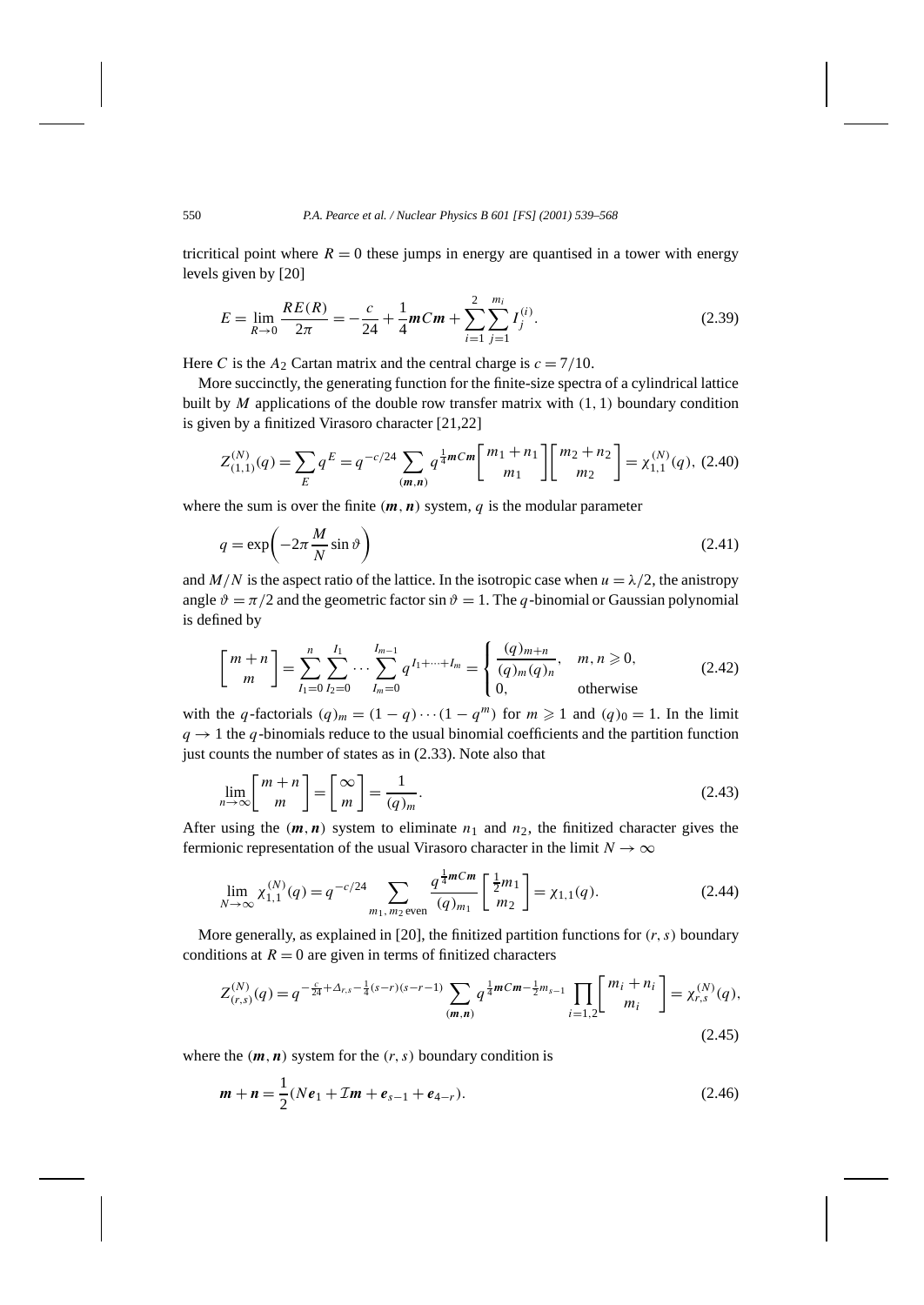tricritical point where $R = 0$ these jumps in energy are quantised in a tower with energy levels given by [20]

$$E = \lim_{R \to 0} \frac{RE(R)}{2\pi} = -\frac{c}{24} + \frac{1}{4}\boldsymbol{m}C\boldsymbol{m} + \sum_{i=1}^{2}\sum_{j=1}^{m_i} I_j^{(i)}. \tag{2.39}$$

Here $C$ is the $A_2$ Cartan matrix and the central charge is $c = 7/10$.

More succinctly, the generating function for the finite-size spectra of a cylindrical lattice built by $M$ applications of the double row transfer matrix with $(1,1)$ boundary condition is given by a finitized Virasoro character [21,22]

$$Z_{(1,1)}^{(N)}(q) = \sum_E q^E = q^{-c/24} \sum_{(\boldsymbol{m},\boldsymbol{n})} q^{\frac{1}{4}\boldsymbol{m}C\boldsymbol{m}} \begin{bmatrix} m_1 + n_1 \\ m_1 \end{bmatrix} \begin{bmatrix} m_2 + n_2 \\ m_2 \end{bmatrix} = \chi_{1,1}^{(N)}(q), \tag{2.40}$$

where the sum is over the finite $(\boldsymbol{m}, \boldsymbol{n})$ system, $q$ is the modular parameter

$$q = \exp\left(-2\pi \frac{M}{N} \sin\vartheta\right) \tag{2.41}$$

and $M/N$ is the aspect ratio of the lattice. In the isotropic case when $u = \lambda/2$, the anistropy angle $\vartheta = \pi/2$ and the geometric factor $\sin\vartheta = 1$. The $q$-binomial or Gaussian polynomial is defined by

$$\begin{bmatrix} m+n \\ m \end{bmatrix} = \sum_{I_1=0}^{n}\sum_{I_2=0}^{I_1}\cdots\sum_{I_m=0}^{I_{m-1}} q^{I_1+\cdots+I_m} = \begin{cases} \dfrac{(q)_{m+n}}{(q)_m(q)_n}, & m, n \geqslant 0, \\ 0, & \text{otherwise} \end{cases} \tag{2.42}$$

with the $q$-factorials $(q)_m = (1-q)\cdots(1-q^m)$ for $m \geqslant 1$ and $(q)_0 = 1$. In the limit $q \to 1$ the $q$-binomials reduce to the usual binomial coefficients and the partition function just counts the number of states as in (2.33). Note also that

$$\lim_{n\to\infty} \begin{bmatrix} m+n \\ m \end{bmatrix} = \begin{bmatrix} \infty \\ m \end{bmatrix} = \frac{1}{(q)_m}. \tag{2.43}$$

After using the $(\boldsymbol{m}, \boldsymbol{n})$ system to eliminate $n_1$ and $n_2$, the finitized character gives the fermionic representation of the usual Virasoro character in the limit $N \to \infty$

$$\lim_{N\to\infty} \chi_{1,1}^{(N)}(q) = q^{-c/24} \sum_{m_1,\, m_2\, \text{even}} \frac{q^{\frac{1}{4}\boldsymbol{m}C\boldsymbol{m}}}{(q)_{m_1}} \begin{bmatrix} \frac{1}{2}m_1 \\ m_2 \end{bmatrix} = \chi_{1,1}(q). \tag{2.44}$$

More generally, as explained in [20], the finitized partition functions for $(r,s)$ boundary conditions at $R = 0$ are given in terms of finitized characters

$$Z_{(r,s)}^{(N)}(q) = q^{-\frac{c}{24} + \Delta_{r,s} - \frac{1}{4}(s-r)(s-r-1)} \sum_{(\boldsymbol{m},\boldsymbol{n})} q^{\frac{1}{4}\boldsymbol{m}C\boldsymbol{m} - \frac{1}{2}m_{s-1}} \prod_{i=1,2} \begin{bmatrix} m_i + n_i \\ m_i \end{bmatrix} = \chi_{r,s}^{(N)}(q), \tag{2.45}$$

where the $(\boldsymbol{m}, \boldsymbol{n})$ system for the $(r,s)$ boundary condition is

$$\boldsymbol{m} + \boldsymbol{n} = \frac{1}{2}(N\boldsymbol{e}_1 + \mathcal{I}\boldsymbol{m} + \boldsymbol{e}_{s-1} + \boldsymbol{e}_{4-r}). \tag{2.46}$$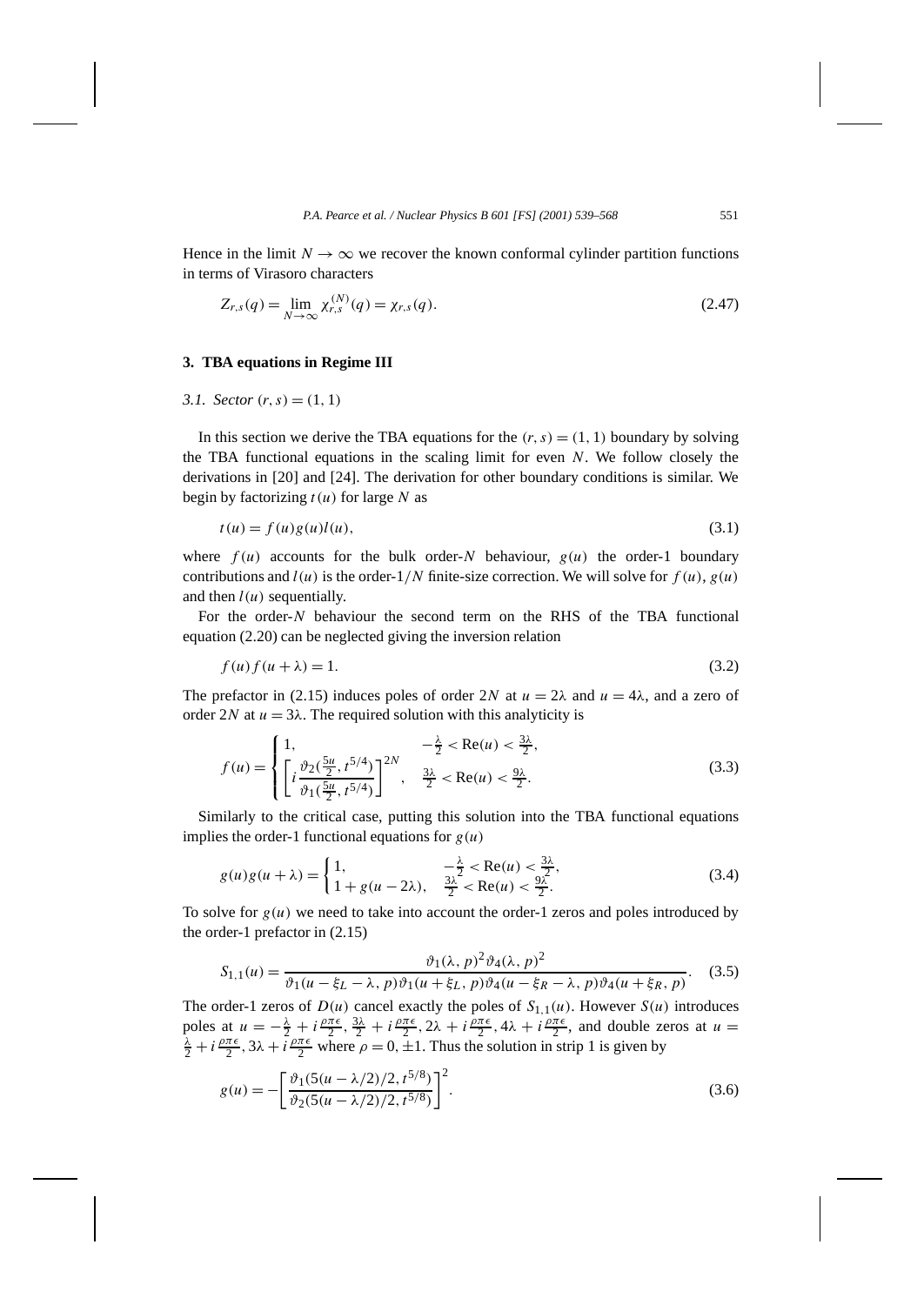Hence in the limit $N \to \infty$ we recover the known conformal cylinder partition functions in terms of Virasoro characters

$$Z_{r,s}(q) = \lim_{N\to\infty} \chi_{r,s}^{(N)}(q) = \chi_{r,s}(q). \tag{2.47}$$

## 3. TBA equations in Regime III

### *3.1. Sector $(r,s) = (1,1)$*

In this section we derive the TBA equations for the $(r,s) = (1,1)$ boundary by solving the TBA functional equations in the scaling limit for even $N$. We follow closely the derivations in [20] and [24]. The derivation for other boundary conditions is similar. We begin by factorizing $t(u)$ for large $N$ as

$$t(u) = f(u)g(u)l(u), \tag{3.1}$$

where $f(u)$ accounts for the bulk order-$N$ behaviour, $g(u)$ the order-1 boundary contributions and $l(u)$ is the order-$1/N$ finite-size correction. We will solve for $f(u)$, $g(u)$ and then $l(u)$ sequentially.

For the order-$N$ behaviour the second term on the RHS of the TBA functional equation (2.20) can be neglected giving the inversion relation

$$f(u)f(u+\lambda) = 1. \tag{3.2}$$

The prefactor in (2.15) induces poles of order $2N$ at $u = 2\lambda$ and $u = 4\lambda$, and a zero of order $2N$ at $u = 3\lambda$. The required solution with this analyticity is

$$f(u) = \begin{cases} 1, & -\frac{\lambda}{2} < \mathrm{Re}(u) < \frac{3\lambda}{2}, \\ \left[ i\dfrac{\vartheta_2(\frac{5u}{2}, t^{5/4})}{\vartheta_1(\frac{5u}{2}, t^{5/4})} \right]^{2N}, & \frac{3\lambda}{2} < \mathrm{Re}(u) < \frac{9\lambda}{2}. \end{cases} \tag{3.3}$$

Similarly to the critical case, putting this solution into the TBA functional equations implies the order-1 functional equations for $g(u)$

$$g(u)g(u+\lambda) = \begin{cases} 1, & -\frac{\lambda}{2} < \mathrm{Re}(u) < \frac{3\lambda}{2}, \\ 1 + g(u-2\lambda), & \frac{3\lambda}{2} < \mathrm{Re}(u) < \frac{9\lambda}{2}. \end{cases} \tag{3.4}$$

To solve for $g(u)$ we need to take into account the order-1 zeros and poles introduced by the order-1 prefactor in (2.15)

$$S_{1,1}(u) = \frac{\vartheta_1(\lambda,p)^2 \vartheta_4(\lambda,p)^2}{\vartheta_1(u-\xi_L-\lambda,p)\vartheta_1(u+\xi_L,p)\vartheta_4(u-\xi_R-\lambda,p)\vartheta_4(u+\xi_R,p)}. \tag{3.5}$$

The order-1 zeros of $D(u)$ cancel exactly the poles of $S_{1,1}(u)$. However $S(u)$ introduces poles at $u = -\frac{\lambda}{2} + i\frac{\rho\pi\epsilon}{2}, \frac{3\lambda}{2} + i\frac{\rho\pi\epsilon}{2}, 2\lambda + i\frac{\rho\pi\epsilon}{2}, 4\lambda + i\frac{\rho\pi\epsilon}{2}$, and double zeros at $u = \frac{\lambda}{2} + i\frac{\rho\pi\epsilon}{2}, 3\lambda + i\frac{\rho\pi\epsilon}{2}$ where $\rho = 0, \pm 1$. Thus the solution in strip 1 is given by

$$g(u) = -\left[ \frac{\vartheta_1(5(u-\lambda/2)/2, t^{5/8})}{\vartheta_2(5(u-\lambda/2)/2, t^{5/8})} \right]^2. \tag{3.6}$$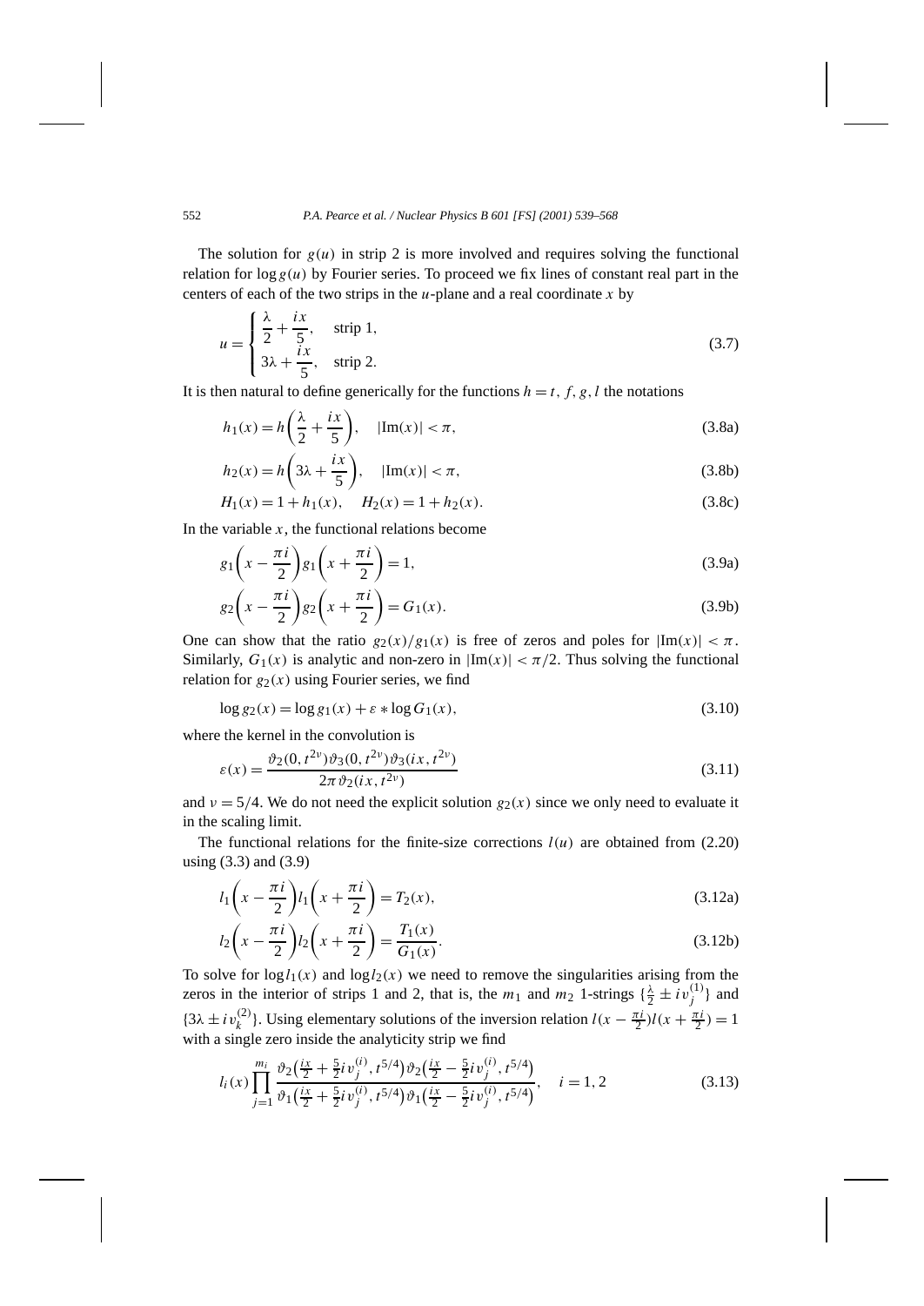The solution for $g(u)$ in strip 2 is more involved and requires solving the functional relation for $\log g(u)$ by Fourier series. To proceed we fix lines of constant real part in the centers of each of the two strips in the $u$-plane and a real coordinate $x$ by

$$u = \begin{cases} \dfrac{\lambda}{2} + \dfrac{ix}{5}, & \text{strip 1,} \\ 3\lambda + \dfrac{ix}{5}, & \text{strip 2.} \end{cases} \tag{3.7}$$

It is then natural to define generically for the functions $h = t, f, g, l$ the notations

$$h_1(x) = h\left(\frac{\lambda}{2} + \frac{ix}{5}\right), \quad |\mathrm{Im}(x)| < \pi, \tag{3.8a}$$

$$h_2(x) = h\left(3\lambda + \frac{ix}{5}\right), \quad |\mathrm{Im}(x)| < \pi, \tag{3.8b}$$

$$H_1(x) = 1 + h_1(x), \quad H_2(x) = 1 + h_2(x). \tag{3.8c}$$

In the variable $x$, the functional relations become

$$g_1\left(x - \frac{\pi i}{2}\right) g_1\left(x + \frac{\pi i}{2}\right) = 1, \tag{3.9a}$$

$$g_2\left(x - \frac{\pi i}{2}\right) g_2\left(x + \frac{\pi i}{2}\right) = G_1(x). \tag{3.9b}$$

One can show that the ratio $g_2(x)/g_1(x)$ is free of zeros and poles for $|\mathrm{Im}(x)| < \pi$. Similarly, $G_1(x)$ is analytic and non-zero in $|\mathrm{Im}(x)| < \pi/2$. Thus solving the functional relation for $g_2(x)$ using Fourier series, we find

$$\log g_2(x) = \log g_1(x) + \varepsilon * \log G_1(x), \tag{3.10}$$

where the kernel in the convolution is

$$\varepsilon(x) = \frac{\vartheta_2(0, t^{2\nu})\vartheta_3(0, t^{2\nu})\vartheta_3(ix, t^{2\nu})}{2\pi\vartheta_2(ix, t^{2\nu})} \tag{3.11}$$

and $\nu = 5/4$. We do not need the explicit solution $g_2(x)$ since we only need to evaluate it in the scaling limit.

The functional relations for the finite-size corrections $l(u)$ are obtained from (2.20) using (3.3) and (3.9)

$$l_1\left(x - \frac{\pi i}{2}\right) l_1\left(x + \frac{\pi i}{2}\right) = T_2(x), \tag{3.12a}$$

$$l_2\left(x - \frac{\pi i}{2}\right) l_2\left(x + \frac{\pi i}{2}\right) = \frac{T_1(x)}{G_1(x)}. \tag{3.12b}$$

To solve for $\log l_1(x)$ and $\log l_2(x)$ we need to remove the singularities arising from the zeros in the interior of strips 1 and 2, that is, the $m_1$ and $m_2$ 1-strings $\{\frac{\lambda}{2} \pm iv_j^{(1)}\}$ and $\{3\lambda \pm iv_k^{(2)}\}$. Using elementary solutions of the inversion relation $l(x - \frac{\pi i}{2})l(x + \frac{\pi i}{2}) = 1$ with a single zero inside the analyticity strip we find

$$l_i(x) \prod_{j=1}^{m_i} \frac{\vartheta_2\left(\frac{ix}{2} + \frac{5}{2}iv_j^{(i)}, t^{5/4}\right)\vartheta_2\left(\frac{ix}{2} - \frac{5}{2}iv_j^{(i)}, t^{5/4}\right)}{\vartheta_1\left(\frac{ix}{2} + \frac{5}{2}iv_j^{(i)}, t^{5/4}\right)\vartheta_1\left(\frac{ix}{2} - \frac{5}{2}iv_j^{(i)}, t^{5/4}\right)}, \quad i = 1, 2 \tag{3.13}$$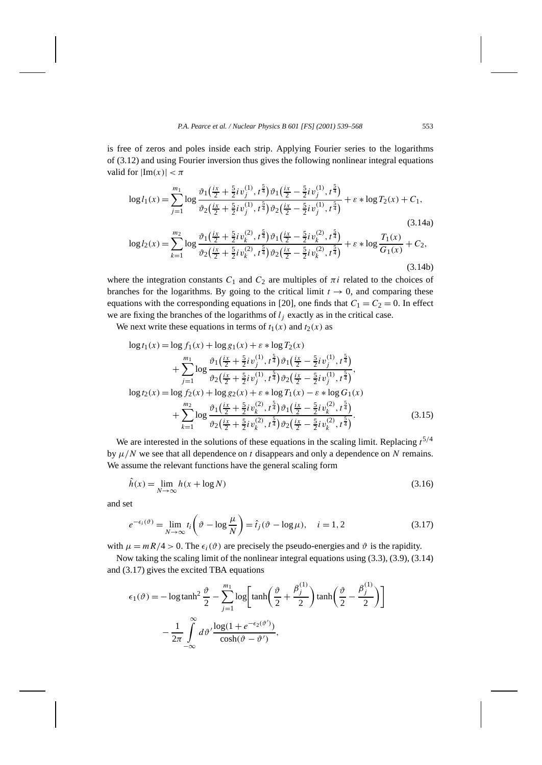is free of zeros and poles inside each strip. Applying Fourier series to the logarithms of (3.12) and using Fourier inversion thus gives the following nonlinear integral equations valid for $|\mathrm{Im}(x)| < \pi$

$$\log l_1(x) = \sum_{j=1}^{m_1} \log \frac{\vartheta_1\left(\frac{ix}{2} + \frac{5}{2} i v_j^{(1)}, t^{\frac{5}{4}}\right) \vartheta_1\left(\frac{ix}{2} - \frac{5}{2} i v_j^{(1)}, t^{\frac{5}{4}}\right)}{\vartheta_2\left(\frac{ix}{2} + \frac{5}{2} i v_j^{(1)}, t^{\frac{5}{4}}\right) \vartheta_2\left(\frac{ix}{2} - \frac{5}{2} i v_j^{(1)}, t^{\frac{5}{4}}\right)} + \varepsilon * \log T_2(x) + C_1, \tag{3.14a}$$

$$\log l_2(x) = \sum_{k=1}^{m_2} \log \frac{\vartheta_1\left(\frac{ix}{2} + \frac{5}{2} i v_k^{(2)}, t^{\frac{5}{4}}\right) \vartheta_1\left(\frac{ix}{2} - \frac{5}{2} i v_k^{(2)}, t^{\frac{5}{4}}\right)}{\vartheta_2\left(\frac{ix}{2} + \frac{5}{2} i v_k^{(2)}, t^{\frac{5}{4}}\right) \vartheta_2\left(\frac{ix}{2} - \frac{5}{2} i v_k^{(2)}, t^{\frac{5}{4}}\right)} + \varepsilon * \log \frac{T_1(x)}{G_1(x)} + C_2, \tag{3.14b}$$

where the integration constants $C_1$ and $C_2$ are multiples of $\pi i$ related to the choices of branches for the logarithms. By going to the critical limit $t \to 0$, and comparing these equations with the corresponding equations in [20], one finds that $C_1 = C_2 = 0$. In effect we are fixing the branches of the logarithms of $l_j$ exactly as in the critical case.

We next write these equations in terms of $t_1(x)$ and $t_2(x)$ as

$$\begin{aligned}
\log t_1(x) &= \log f_1(x) + \log g_1(x) + \varepsilon * \log T_2(x) \\
&\quad + \sum_{j=1}^{m_1} \log \frac{\vartheta_1\left(\frac{ix}{2} + \frac{5}{2} i v_j^{(1)}, t^{\frac{5}{4}}\right) \vartheta_1\left(\frac{ix}{2} - \frac{5}{2} i v_j^{(1)}, t^{\frac{5}{4}}\right)}{\vartheta_2\left(\frac{ix}{2} + \frac{5}{2} i v_j^{(1)}, t^{\frac{5}{4}}\right) \vartheta_2\left(\frac{ix}{2} - \frac{5}{2} i v_j^{(1)}, t^{\frac{5}{4}}\right)}, \\
\log t_2(x) &= \log f_2(x) + \log g_2(x) + \varepsilon * \log T_1(x) - \varepsilon * \log G_1(x) \\
&\quad + \sum_{k=1}^{m_2} \log \frac{\vartheta_1\left(\frac{ix}{2} + \frac{5}{2} i v_k^{(2)}, t^{\frac{5}{4}}\right) \vartheta_1\left(\frac{ix}{2} - \frac{5}{2} i v_k^{(2)}, t^{\frac{5}{4}}\right)}{\vartheta_2\left(\frac{ix}{2} + \frac{5}{2} i v_k^{(2)}, t^{\frac{5}{4}}\right) \vartheta_2\left(\frac{ix}{2} - \frac{5}{2} i v_k^{(2)}, t^{\frac{5}{4}}\right)}.
\end{aligned} \tag{3.15}$$

We are interested in the solutions of these equations in the scaling limit. Replacing $t^{5/4}$ by $\mu/N$ we see that all dependence on $t$ disappears and only a dependence on $N$ remains. We assume the relevant functions have the general scaling form

$$\hat{h}(x) = \lim_{N\to\infty} h(x + \log N) \tag{3.16}$$

and set

$$e^{-\epsilon_i(\vartheta)} = \lim_{N\to\infty} t_i\left(\vartheta - \log\frac{\mu}{N}\right) = \hat{t}_j(\vartheta - \log\mu), \quad i = 1, 2 \tag{3.17}$$

with $\mu = mR/4 > 0$. The $\epsilon_i(\vartheta)$ are precisely the pseudo-energies and $\vartheta$ is the rapidity.

Now taking the scaling limit of the nonlinear integral equations using (3.3), (3.9), (3.14) and (3.17) gives the excited TBA equations

$$\begin{aligned}
\epsilon_1(\vartheta) &= -\log\tanh^2\frac{\vartheta}{2} - \sum_{j=1}^{m_1} \log\left[\tanh\left(\frac{\vartheta}{2} + \frac{\beta_j^{(1)}}{2}\right)\tanh\left(\frac{\vartheta}{2} - \frac{\beta_j^{(1)}}{2}\right)\right] \\
&\quad - \frac{1}{2\pi}\int_{-\infty}^{\infty} d\vartheta' \frac{\log(1 + e^{-\epsilon_2(\vartheta')})}{\cosh(\vartheta - \vartheta')},
\end{aligned}$$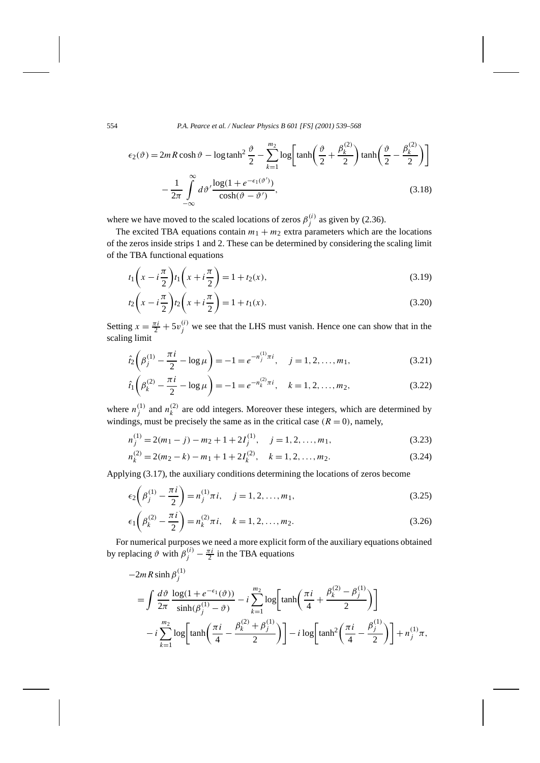$$\epsilon_2(\vartheta) = 2mR\cosh\vartheta - \log\tanh^2\frac{\vartheta}{2} - \sum_{k=1}^{m_2}\log\left[\tanh\left(\frac{\vartheta}{2}+\frac{\beta_k^{(2)}}{2}\right)\tanh\left(\frac{\vartheta}{2}-\frac{\beta_k^{(2)}}{2}\right)\right]$$
$$- \frac{1}{2\pi}\int_{-\infty}^{\infty} d\vartheta' \frac{\log(1+e^{-\epsilon_1(\vartheta')})}{\cosh(\vartheta-\vartheta')}, \tag{3.18}$$

where we have moved to the scaled locations of zeros $\beta_j^{(i)}$ as given by (2.36).

The excited TBA equations contain $m_1 + m_2$ extra parameters which are the locations of the zeros inside strips 1 and 2. These can be determined by considering the scaling limit of the TBA functional equations

$$t_1\left(x - i\frac{\pi}{2}\right)t_1\left(x + i\frac{\pi}{2}\right) = 1 + t_2(x), \tag{3.19}$$

$$t_2\left(x - i\frac{\pi}{2}\right)t_2\left(x + i\frac{\pi}{2}\right) = 1 + t_1(x). \tag{3.20}$$

Setting $x = \frac{\pi i}{2} + 5v_j^{(i)}$ we see that the LHS must vanish. Hence one can show that in the scaling limit

$$\hat{t}_2\left(\beta_j^{(1)} - \frac{\pi i}{2} - \log\mu\right) = -1 = e^{-n_j^{(1)}\pi i}, \quad j = 1, 2, \ldots, m_1, \tag{3.21}$$

$$\hat{t}_1\left(\beta_k^{(2)} - \frac{\pi i}{2} - \log\mu\right) = -1 = e^{-n_k^{(2)}\pi i}, \quad k = 1, 2, \ldots, m_2, \tag{3.22}$$

where $n_j^{(1)}$ and $n_k^{(2)}$ are odd integers. Moreover these integers, which are determined by windings, must be precisely the same as in the critical case ($R = 0$), namely,

$$n_j^{(1)} = 2(m_1 - j) - m_2 + 1 + 2I_j^{(1)}, \quad j = 1, 2, \ldots, m_1, \tag{3.23}$$

$$n_k^{(2)} = 2(m_2 - k) - m_1 + 1 + 2I_k^{(2)}, \quad k = 1, 2, \ldots, m_2. \tag{3.24}$$

Applying (3.17), the auxiliary conditions determining the locations of zeros become

$$\epsilon_2\left(\beta_j^{(1)} - \frac{\pi i}{2}\right) = n_j^{(1)}\pi i, \quad j = 1, 2, \ldots, m_1, \tag{3.25}$$

$$\epsilon_1\left(\beta_k^{(2)} - \frac{\pi i}{2}\right) = n_k^{(2)}\pi i, \quad k = 1, 2, \ldots, m_2. \tag{3.26}$$

For numerical purposes we need a more explicit form of the auxiliary equations obtained by replacing $\vartheta$ with $\beta_j^{(i)} - \frac{\pi i}{2}$ in the TBA equations

$$-2mR\sinh\beta_j^{(1)}$$
$$= \int \frac{d\vartheta}{2\pi}\frac{\log(1+e^{-\epsilon_1}(\vartheta))}{\sinh(\beta_j^{(1)} - \vartheta)} - i\sum_{k=1}^{m_2}\log\left[\tanh\left(\frac{\pi i}{4} + \frac{\beta_k^{(2)} - \beta_j^{(1)}}{2}\right)\right]$$
$$- i\sum_{k=1}^{m_2}\log\left[\tanh\left(\frac{\pi i}{4} - \frac{\beta_k^{(2)} + \beta_j^{(1)}}{2}\right)\right] - i\log\left[\tanh^2\left(\frac{\pi i}{4} - \frac{\beta_j^{(1)}}{2}\right)\right] + n_j^{(1)}\pi,$$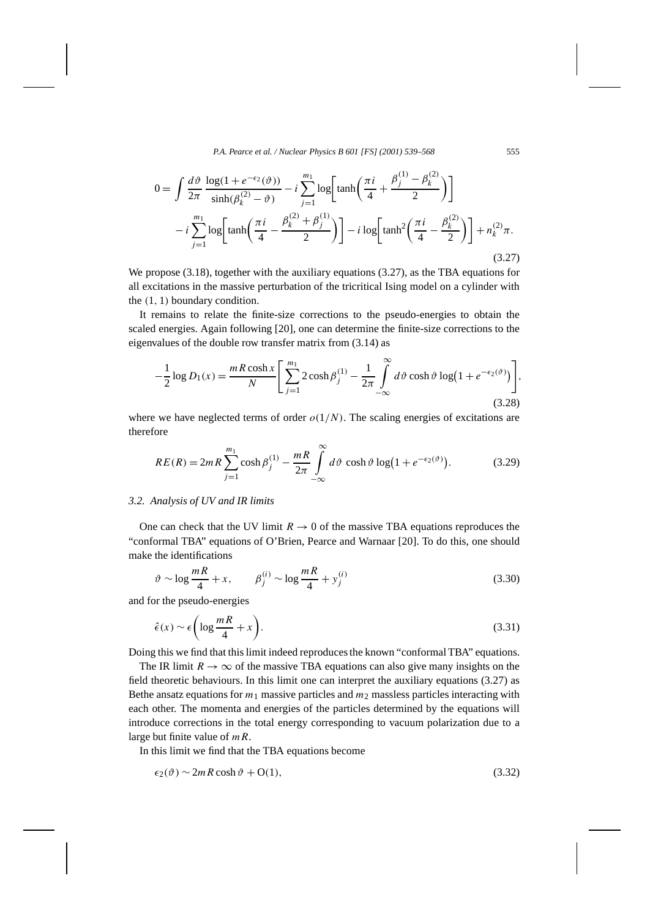$$0 = \int \frac{d\vartheta}{2\pi} \frac{\log(1+e^{-\epsilon_2(\vartheta)})}{\sinh(\beta_k^{(2)}-\vartheta)} - i\sum_{j=1}^{m_1} \log\left[\tanh\left(\frac{\pi i}{4} + \frac{\beta_j^{(1)}-\beta_k^{(2)}}{2}\right)\right]$$
$$- i\sum_{j=1}^{m_1} \log\left[\tanh\left(\frac{\pi i}{4} - \frac{\beta_k^{(2)}+\beta_j^{(1)}}{2}\right)\right] - i\log\left[\tanh^2\left(\frac{\pi i}{4} - \frac{\beta_k^{(2)}}{2}\right)\right] + n_k^{(2)}\pi. \tag{3.27}$$

We propose (3.18), together with the auxiliary equations (3.27), as the TBA equations for all excitations in the massive perturbation of the tricritical Ising model on a cylinder with the $(1,1)$ boundary condition.

It remains to relate the finite-size corrections to the pseudo-energies to obtain the scaled energies. Again following [20], one can determine the finite-size corrections to the eigenvalues of the double row transfer matrix from (3.14) as

$$-\frac{1}{2}\log D_1(x) = \frac{mR\cosh x}{N}\left[\sum_{j=1}^{m_1} 2\cosh\beta_j^{(1)} - \frac{1}{2\pi}\int_{-\infty}^{\infty} d\vartheta \cosh\vartheta \log\left(1+e^{-\epsilon_2(\vartheta)}\right)\right], \tag{3.28}$$

where we have neglected terms of order $o(1/N)$. The scaling energies of excitations are therefore

$$RE(R) = 2mR\sum_{j=1}^{m_1}\cosh\beta_j^{(1)} - \frac{mR}{2\pi}\int_{-\infty}^{\infty} d\vartheta\, \cosh\vartheta \log\left(1+e^{-\epsilon_2(\vartheta)}\right). \tag{3.29}$$

### 3.2. Analysis of UV and IR limits

One can check that the UV limit $R \to 0$ of the massive TBA equations reproduces the "conformal TBA" equations of O'Brien, Pearce and Warnaar [20]. To do this, one should make the identifications

$$\vartheta \sim \log\frac{mR}{4} + x, \qquad \beta_j^{(i)} \sim \log\frac{mR}{4} + y_j^{(i)} \tag{3.30}$$

and for the pseudo-energies

$$\hat{\epsilon}(x) \sim \epsilon\left(\log\frac{mR}{4} + x\right). \tag{3.31}$$

Doing this we find that this limit indeed reproduces the known "conformal TBA" equations.

The IR limit $R \to \infty$ of the massive TBA equations can also give many insights on the field theoretic behaviours. In this limit one can interpret the auxiliary equations (3.27) as Bethe ansatz equations for $m_1$ massive particles and $m_2$ massless particles interacting with each other. The momenta and energies of the particles determined by the equations will introduce corrections in the total energy corresponding to vacuum polarization due to a large but finite value of $mR$.

In this limit we find that the TBA equations become

$$\epsilon_2(\vartheta) \sim 2mR\cosh\vartheta + \mathrm{O}(1), \tag{3.32}$$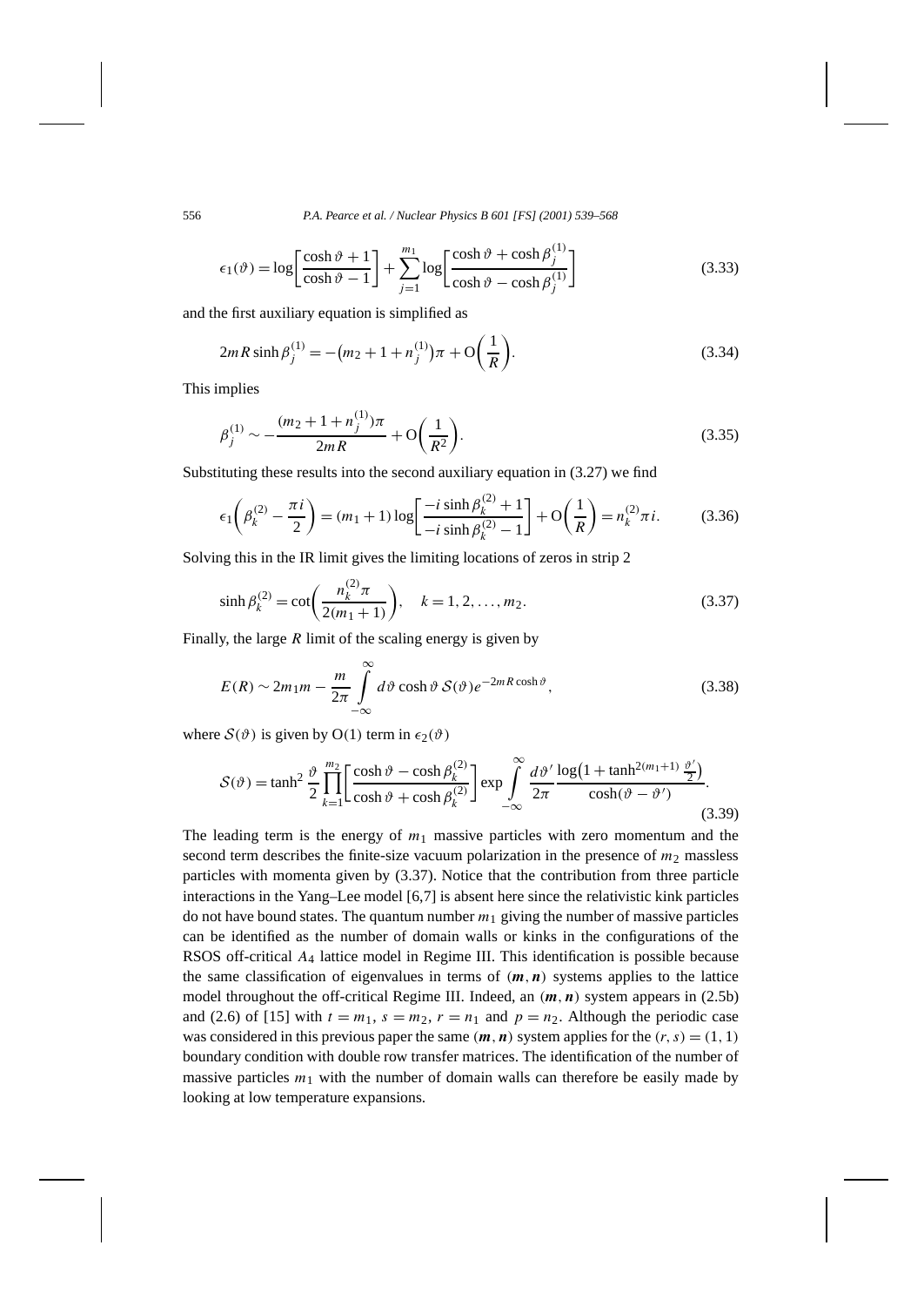$$\epsilon_1(\vartheta) = \log\left[\frac{\cosh\vartheta + 1}{\cosh\vartheta - 1}\right] + \sum_{j=1}^{m_1} \log\left[\frac{\cosh\vartheta + \cosh\beta_j^{(1)}}{\cosh\vartheta - \cosh\beta_j^{(1)}}\right] \tag{3.33}$$

and the first auxiliary equation is simplified as

$$2mR\sinh\beta_j^{(1)} = -\left(m_2 + 1 + n_j^{(1)}\right)\pi + \mathrm{O}\left(\frac{1}{R}\right). \tag{3.34}$$

This implies

$$\beta_j^{(1)} \sim -\frac{(m_2 + 1 + n_j^{(1)})\pi}{2mR} + \mathrm{O}\left(\frac{1}{R^2}\right). \tag{3.35}$$

Substituting these results into the second auxiliary equation in (3.27) we find

$$\epsilon_1\left(\beta_k^{(2)} - \frac{\pi i}{2}\right) = (m_1 + 1)\log\left[\frac{-i\sinh\beta_k^{(2)} + 1}{-i\sinh\beta_k^{(2)} - 1}\right] + \mathrm{O}\left(\frac{1}{R}\right) = n_k^{(2)}\pi i. \tag{3.36}$$

Solving this in the IR limit gives the limiting locations of zeros in strip 2

$$\sinh\beta_k^{(2)} = \cot\left(\frac{n_k^{(2)}\pi}{2(m_1+1)}\right), \quad k = 1, 2, \ldots, m_2. \tag{3.37}$$

Finally, the large $R$ limit of the scaling energy is given by

$$E(R) \sim 2m_1 m - \frac{m}{2\pi}\int_{-\infty}^{\infty} d\vartheta\, \cosh\vartheta\, \mathcal{S}(\vartheta) e^{-2mR\cosh\vartheta}, \tag{3.38}$$

where $\mathcal{S}(\vartheta)$ is given by $\mathrm{O}(1)$ term in $\epsilon_2(\vartheta)$

$$\mathcal{S}(\vartheta) = \tanh^2\frac{\vartheta}{2}\prod_{k=1}^{m_2}\left[\frac{\cosh\vartheta - \cosh\beta_k^{(2)}}{\cosh\vartheta + \cosh\beta_k^{(2)}}\right]\exp\int_{-\infty}^{\infty}\frac{d\vartheta'}{2\pi}\frac{\log\left(1 + \tanh^{2(m_1+1)}\frac{\vartheta'}{2}\right)}{\cosh(\vartheta - \vartheta')}. \tag{3.39}$$

The leading term is the energy of $m_1$ massive particles with zero momentum and the second term describes the finite-size vacuum polarization in the presence of $m_2$ massless particles with momenta given by (3.37). Notice that the contribution from three particle interactions in the Yang–Lee model [6,7] is absent here since the relativistic kink particles do not have bound states. The quantum number $m_1$ giving the number of massive particles can be identified as the number of domain walls or kinks in the configurations of the RSOS off-critical $A_4$ lattice model in Regime III. This identification is possible because the same classification of eigenvalues in terms of $(\boldsymbol{m}, \boldsymbol{n})$ systems applies to the lattice model throughout the off-critical Regime III. Indeed, an $(\boldsymbol{m}, \boldsymbol{n})$ system appears in (2.5b) and (2.6) of [15] with $t = m_1$, $s = m_2$, $r = n_1$ and $p = n_2$. Although the periodic case was considered in this previous paper the same $(\boldsymbol{m}, \boldsymbol{n})$ system applies for the $(r, s) = (1, 1)$ boundary condition with double row transfer matrices. The identification of the number of massive particles $m_1$ with the number of domain walls can therefore be easily made by looking at low temperature expansions.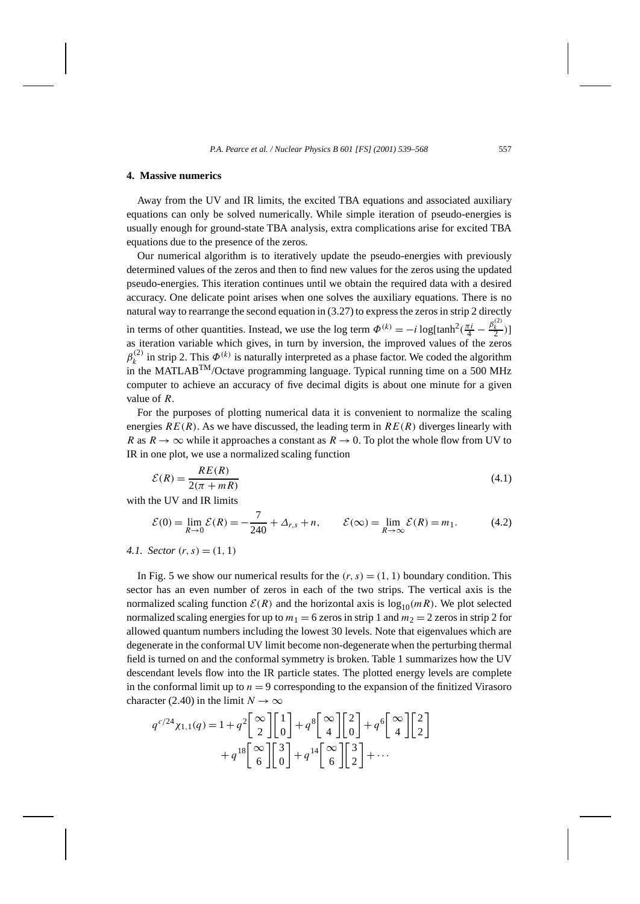## 4. Massive numerics

Away from the UV and IR limits, the excited TBA equations and associated auxiliary equations can only be solved numerically. While simple iteration of pseudo-energies is usually enough for ground-state TBA analysis, extra complications arise for excited TBA equations due to the presence of the zeros.

Our numerical algorithm is to iteratively update the pseudo-energies with previously determined values of the zeros and then to find new values for the zeros using the updated pseudo-energies. This iteration continues until we obtain the required data with a desired accuracy. One delicate point arises when one solves the auxiliary equations. There is no natural way to rearrange the second equation in (3.27) to express the zeros in strip 2 directly in terms of other quantities. Instead, we use the log term $\Phi^{(k)} = -i\log[\tanh^2(\frac{\pi i}{4} - \frac{\beta_k^{(2)}}{2})]$ as iteration variable which gives, in turn by inversion, the improved values of the zeros $\beta_k^{(2)}$ in strip 2. This $\Phi^{(k)}$ is naturally interpreted as a phase factor. We coded the algorithm in the MATLAB™/Octave programming language. Typical running time on a 500 MHz computer to achieve an accuracy of five decimal digits is about one minute for a given value of $R$.

For the purposes of plotting numerical data it is convenient to normalize the scaling energies $RE(R)$. As we have discussed, the leading term in $RE(R)$ diverges linearly with $R$ as $R \to \infty$ while it approaches a constant as $R \to 0$. To plot the whole flow from UV to IR in one plot, we use a normalized scaling function

$$\mathcal{E}(R) = \frac{RE(R)}{2(\pi + mR)} \tag{4.1}$$

with the UV and IR limits

$$\mathcal{E}(0) = \lim_{R\to 0} \mathcal{E}(R) = -\frac{7}{240} + \Delta_{r,s} + n, \qquad \mathcal{E}(\infty) = \lim_{R\to\infty} \mathcal{E}(R) = m_1. \tag{4.2}$$

### 4.1. Sector $(r,s) = (1,1)$

In Fig. 5 we show our numerical results for the $(r,s) = (1,1)$ boundary condition. This sector has an even number of zeros in each of the two strips. The vertical axis is the normalized scaling function $\mathcal{E}(R)$ and the horizontal axis is $\log_{10}(mR)$. We plot selected normalized scaling energies for up to $m_1 = 6$ zeros in strip 1 and $m_2 = 2$ zeros in strip 2 for allowed quantum numbers including the lowest 30 levels. Note that eigenvalues which are degenerate in the conformal UV limit become non-degenerate when the perturbing thermal field is turned on and the conformal symmetry is broken. Table 1 summarizes how the UV descendant levels flow into the IR particle states. The plotted energy levels are complete in the conformal limit up to $n = 9$ corresponding to the expansion of the finitized Virasoro character (2.40) in the limit $N \to \infty$

$$q^{c/24}\chi_{1,1}(q) = 1 + q^2\begin{bmatrix}\infty\\2\end{bmatrix}\begin{bmatrix}1\\0\end{bmatrix} + q^8\begin{bmatrix}\infty\\4\end{bmatrix}\begin{bmatrix}2\\0\end{bmatrix} + q^6\begin{bmatrix}\infty\\4\end{bmatrix}\begin{bmatrix}2\\2\end{bmatrix}$$
$$+ q^{18}\begin{bmatrix}\infty\\6\end{bmatrix}\begin{bmatrix}3\\0\end{bmatrix} + q^{14}\begin{bmatrix}\infty\\6\end{bmatrix}\begin{bmatrix}3\\2\end{bmatrix} + \cdots$$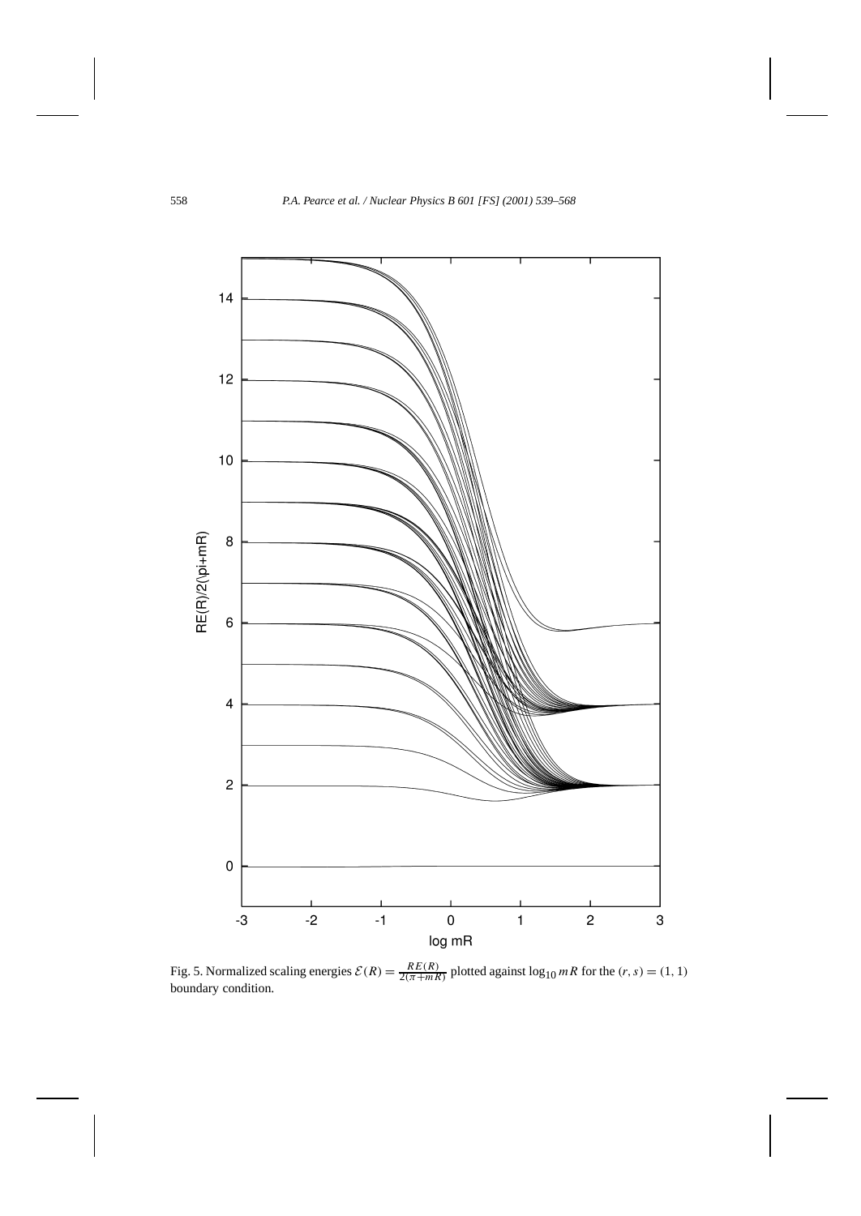Fig. 5. Normalized scaling energies $\mathcal{E}(R) = \frac{RE(R)}{2(\pi + mR)}$ plotted against $\log_{10} mR$ for the $(r, s) = (1, 1)$ boundary condition.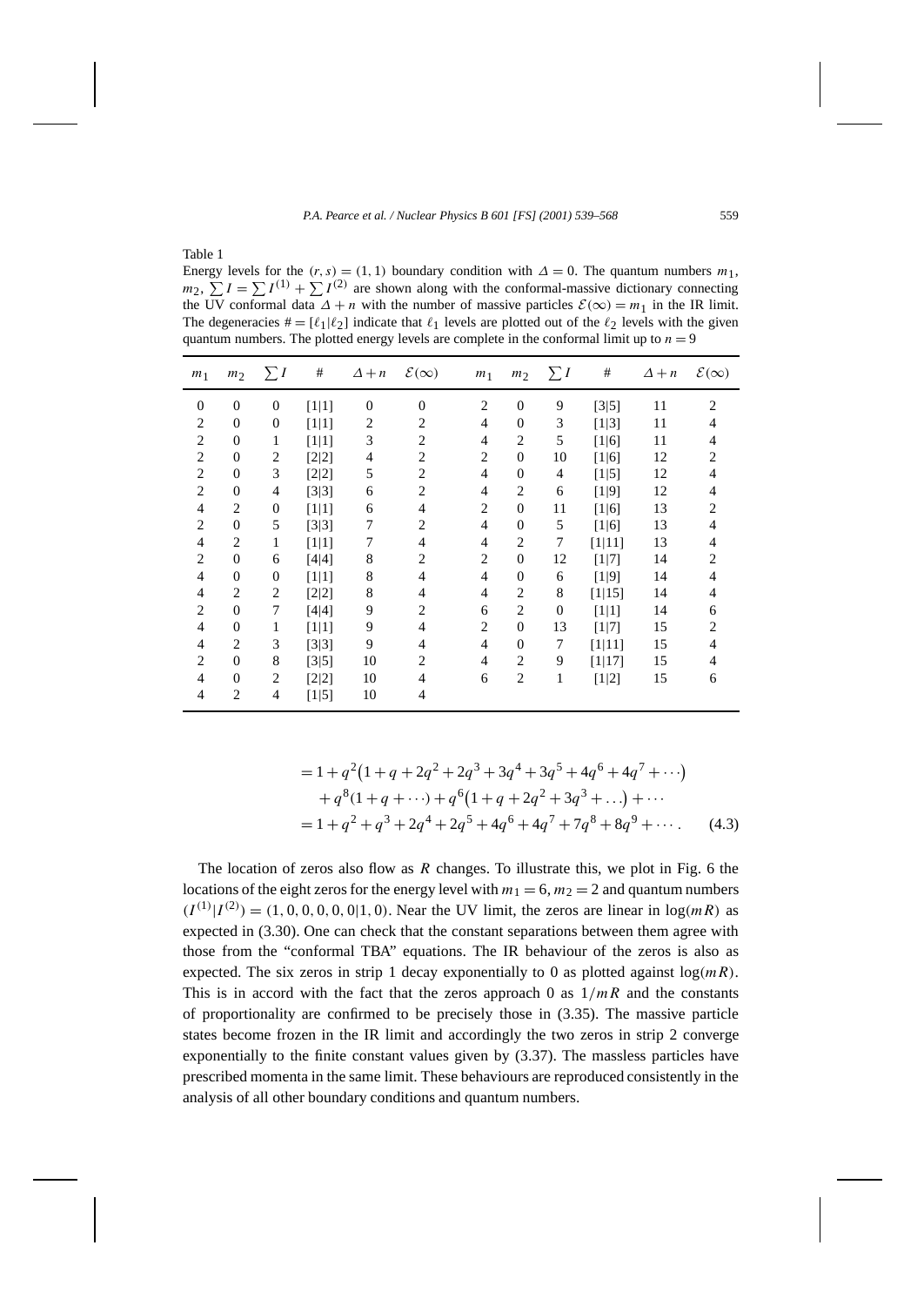Table 1

Energy levels for the $(r, s) = (1, 1)$ boundary condition with $\Delta = 0$. The quantum numbers $m_1$, $m_2$, $\sum I = \sum I^{(1)} + \sum I^{(2)}$ are shown along with the conformal-massive dictionary connecting the UV conformal data $\Delta + n$ with the number of massive particles $\mathcal{E}(\infty) = m_1$ in the IR limit. The degeneracies $\# = [\ell_1|\ell_2]$ indicate that $\ell_1$ levels are plotted out of the $\ell_2$ levels with the given quantum numbers. The plotted energy levels are complete in the conformal limit up to $n = 9$

| $m_1$ | $m_2$ | $\sum I$ | # | $\Delta+n$ | $\mathcal{E}(\infty)$ | $m_1$ | $m_2$ | $\sum I$ | # | $\Delta+n$ | $\mathcal{E}(\infty)$ |
|---|---|---|---|---|---|---|---|---|---|---|---|
| 0 | 0 | 0 | [1\|1] | 0 | 0 | 2 | 0 | 9 | [3\|5] | 11 | 2 |
| 2 | 0 | 0 | [1\|1] | 2 | 2 | 4 | 0 | 3 | [1\|3] | 11 | 4 |
| 2 | 0 | 1 | [1\|1] | 3 | 2 | 4 | 2 | 5 | [1\|6] | 11 | 4 |
| 2 | 0 | 2 | [2\|2] | 4 | 2 | 2 | 0 | 10 | [1\|6] | 12 | 2 |
| 2 | 0 | 3 | [2\|2] | 5 | 2 | 4 | 0 | 4 | [1\|5] | 12 | 4 |
| 2 | 0 | 4 | [3\|3] | 6 | 2 | 4 | 2 | 6 | [1\|9] | 12 | 4 |
| 4 | 2 | 0 | [1\|1] | 6 | 4 | 2 | 0 | 11 | [1\|6] | 13 | 2 |
| 2 | 0 | 5 | [3\|3] | 7 | 2 | 4 | 0 | 5 | [1\|6] | 13 | 4 |
| 4 | 2 | 1 | [1\|1] | 7 | 4 | 4 | 2 | 7 | [1\|11] | 13 | 4 |
| 2 | 0 | 6 | [4\|4] | 8 | 2 | 2 | 0 | 12 | [1\|7] | 14 | 2 |
| 4 | 0 | 0 | [1\|1] | 8 | 4 | 4 | 0 | 6 | [1\|9] | 14 | 4 |
| 4 | 2 | 2 | [2\|2] | 8 | 4 | 4 | 2 | 8 | [1\|15] | 14 | 4 |
| 2 | 0 | 7 | [4\|4] | 9 | 2 | 6 | 2 | 0 | [1\|1] | 14 | 6 |
| 4 | 0 | 1 | [1\|1] | 9 | 4 | 2 | 0 | 13 | [1\|7] | 15 | 2 |
| 4 | 2 | 3 | [3\|3] | 9 | 4 | 4 | 0 | 7 | [1\|11] | 15 | 4 |
| 2 | 0 | 8 | [3\|5] | 10 | 2 | 4 | 2 | 9 | [1\|17] | 15 | 4 |
| 4 | 0 | 2 | [2\|2] | 10 | 4 | 6 | 2 | 1 | [1\|2] | 15 | 6 |
| 4 | 2 | 4 | [1\|5] | 10 | 4 | | | | | | |

$$
\begin{aligned}
&= 1 + q^2\big(1 + q + 2q^2 + 2q^3 + 3q^4 + 3q^5 + 4q^6 + 4q^7 + \cdots\big) \\
&\quad + q^8(1 + q + \cdots) + q^6\big(1 + q + 2q^2 + 3q^3 + \ldots\big) + \cdots \\
&= 1 + q^2 + q^3 + 2q^4 + 2q^5 + 4q^6 + 4q^7 + 7q^8 + 8q^9 + \cdots. \qquad (4.3)
\end{aligned}
$$

The location of zeros also flow as $R$ changes. To illustrate this, we plot in Fig. 6 the locations of the eight zeros for the energy level with $m_1 = 6, m_2 = 2$ and quantum numbers $(I^{(1)}|I^{(2)}) = (1, 0, 0, 0, 0, 0|1, 0)$. Near the UV limit, the zeros are linear in $\log(mR)$ as expected in (3.30). One can check that the constant separations between them agree with those from the "conformal TBA" equations. The IR behaviour of the zeros is also as expected. The six zeros in strip 1 decay exponentially to 0 as plotted against $\log(mR)$. This is in accord with the fact that the zeros approach 0 as $1/mR$ and the constants of proportionality are confirmed to be precisely those in (3.35). The massive particle states become frozen in the IR limit and accordingly the two zeros in strip 2 converge exponentially to the finite constant values given by (3.37). The massless particles have prescribed momenta in the same limit. These behaviours are reproduced consistently in the analysis of all other boundary conditions and quantum numbers.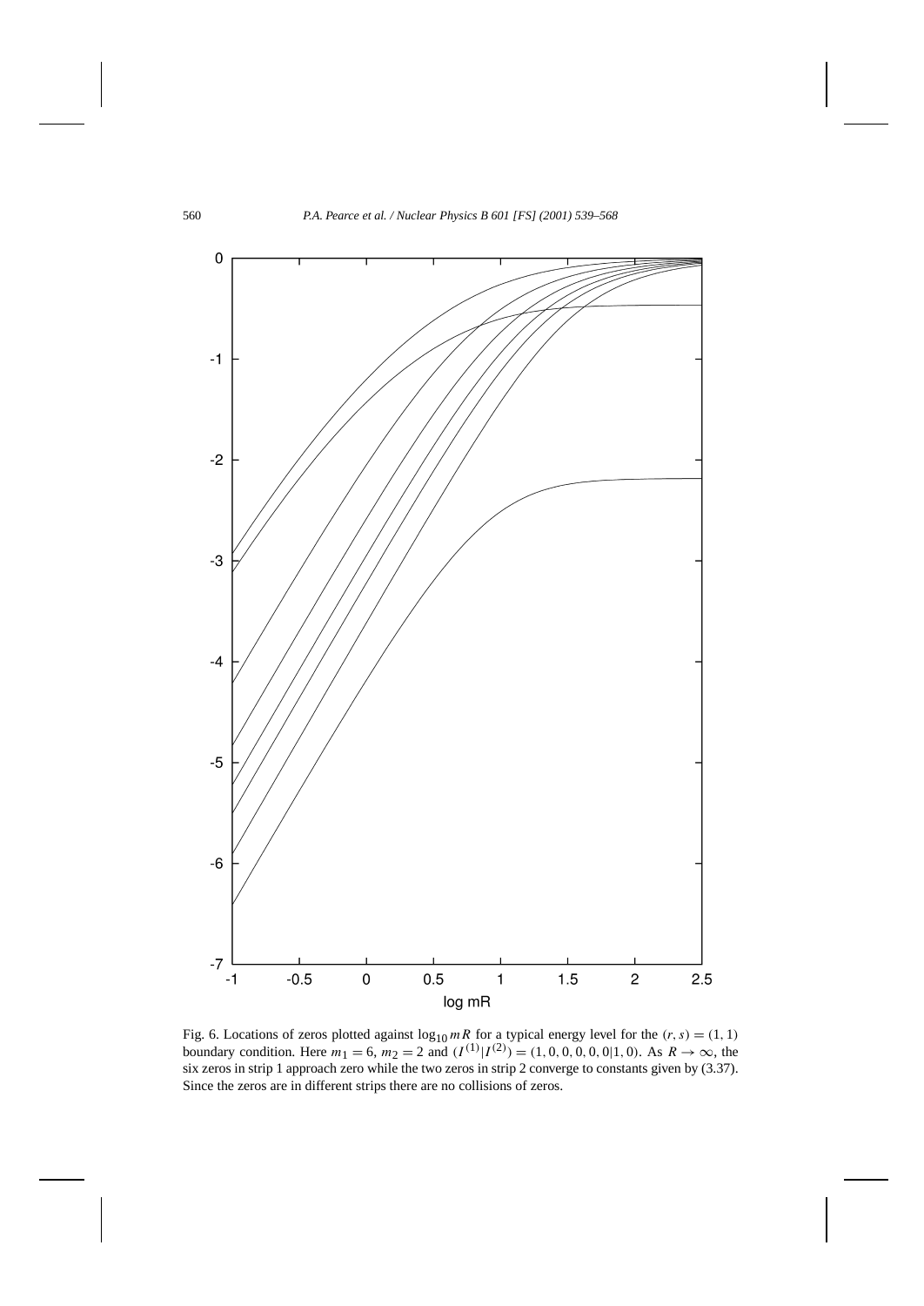Fig. 6. Locations of zeros plotted against $\log_{10} mR$ for a typical energy level for the $(r, s) = (1, 1)$ boundary condition. Here $m_1 = 6$, $m_2 = 2$ and $(I^{(1)}|I^{(2)}) = (1, 0, 0, 0, 0, 0|1, 0)$. As $R \to \infty$, the six zeros in strip 1 approach zero while the two zeros in strip 2 converge to constants given by (3.37). Since the zeros are in different strips there are no collisions of zeros.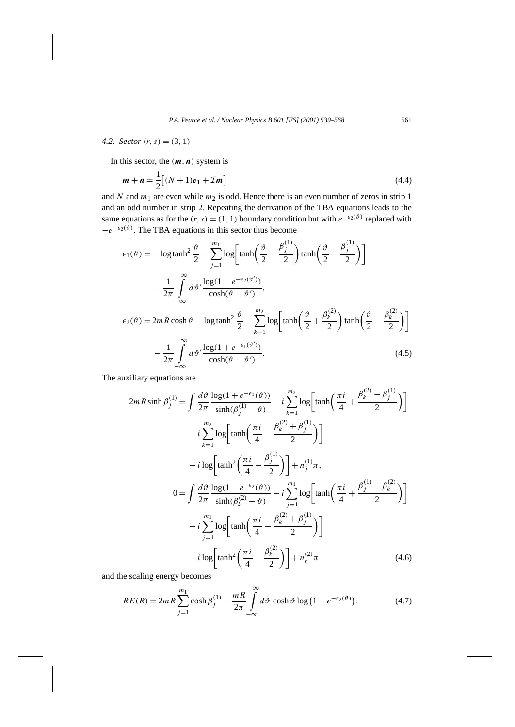*4.2. Sector $(r,s) = (3,1)$*

In this sector, the $(\boldsymbol{m}, \boldsymbol{n})$ system is

$$\boldsymbol{m} + \boldsymbol{n} = \frac{1}{2}\big[(N+1)\boldsymbol{e}_1 + \mathcal{I}\boldsymbol{m}\big] \tag{4.4}$$

and $N$ and $m_1$ are even while $m_2$ is odd. Hence there is an even number of zeros in strip 1 and an odd number in strip 2. Repeating the derivation of the TBA equations leads to the same equations as for the $(r,s) = (1,1)$ boundary condition but with $e^{-\epsilon_2(\vartheta)}$ replaced with $-e^{-\epsilon_2(\vartheta)}$. The TBA equations in this sector thus become

$$\begin{aligned}
\epsilon_1(\vartheta) &= -\log\tanh^2\frac{\vartheta}{2} - \sum_{j=1}^{m_1}\log\left[\tanh\left(\frac{\vartheta}{2} + \frac{\beta_j^{(1)}}{2}\right)\tanh\left(\frac{\vartheta}{2} - \frac{\beta_j^{(1)}}{2}\right)\right] \\
&\quad - \frac{1}{2\pi}\int_{-\infty}^{\infty} d\vartheta' \frac{\log(1 - e^{-\epsilon_2(\vartheta')})}{\cosh(\vartheta - \vartheta')}, \\
\epsilon_2(\vartheta) &= 2mR\cosh\vartheta - \log\tanh^2\frac{\vartheta}{2} - \sum_{k=1}^{m_2}\log\left[\tanh\left(\frac{\vartheta}{2} + \frac{\beta_k^{(2)}}{2}\right)\tanh\left(\frac{\vartheta}{2} - \frac{\beta_k^{(2)}}{2}\right)\right] \\
&\quad - \frac{1}{2\pi}\int_{-\infty}^{\infty} d\vartheta' \frac{\log(1 + e^{-\epsilon_1(\vartheta')})}{\cosh(\vartheta - \vartheta')}.
\end{aligned} \tag{4.5}$$

The auxiliary equations are

$$\begin{aligned}
-2mR\sinh\beta_j^{(1)} &= \int \frac{d\vartheta}{2\pi}\frac{\log(1 + e^{-\epsilon_1(\vartheta)})}{\sinh(\beta_j^{(1)} - \vartheta)} - i\sum_{k=1}^{m_2}\log\left[\tanh\left(\frac{\pi i}{4} + \frac{\beta_k^{(2)} - \beta_j^{(1)}}{2}\right)\right] \\
&\quad - i\sum_{k=1}^{m_2}\log\left[\tanh\left(\frac{\pi i}{4} - \frac{\beta_k^{(2)} + \beta_j^{(1)}}{2}\right)\right] \\
&\quad - i\log\left[\tanh^2\left(\frac{\pi i}{4} - \frac{\beta_j^{(1)}}{2}\right)\right] + n_j^{(1)}\pi, \\
0 &= \int \frac{d\vartheta}{2\pi}\frac{\log(1 - e^{-\epsilon_2(\vartheta)})}{\sinh(\beta_k^{(2)} - \vartheta)} - i\sum_{j=1}^{m_1}\log\left[\tanh\left(\frac{\pi i}{4} + \frac{\beta_j^{(1)} - \beta_k^{(2)}}{2}\right)\right] \\
&\quad - i\sum_{j=1}^{m_1}\log\left[\tanh\left(\frac{\pi i}{4} - \frac{\beta_k^{(2)} + \beta_j^{(1)}}{2}\right)\right] \\
&\quad - i\log\left[\tanh^2\left(\frac{\pi i}{4} - \frac{\beta_k^{(2)}}{2}\right)\right] + n_k^{(2)}\pi
\end{aligned} \tag{4.6}$$

and the scaling energy becomes

$$RE(R) = 2mR\sum_{j=1}^{m_1}\cosh\beta_j^{(1)} - \frac{mR}{2\pi}\int_{-\infty}^{\infty} d\vartheta\,\cosh\vartheta\,\log\big(1 - e^{-\epsilon_2(\vartheta)}\big). \tag{4.7}$$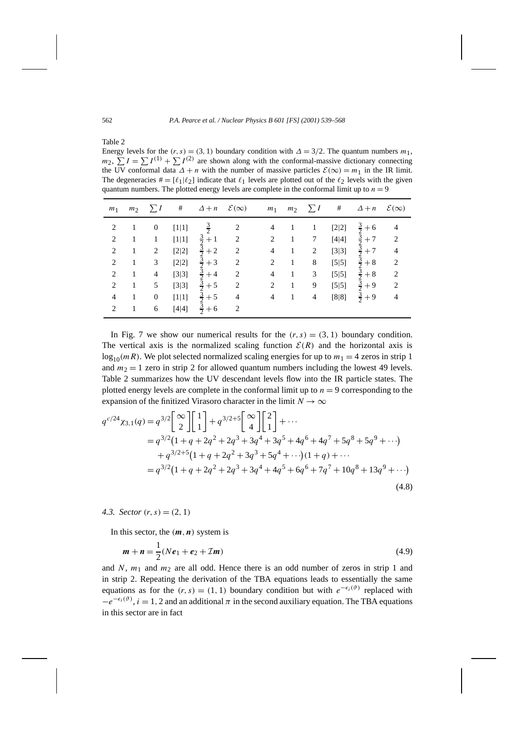Table 2

Energy levels for the $(r,s)=(3,1)$ boundary condition with $\Delta=3/2$. The quantum numbers $m_1$, $m_2$, $\sum I=\sum I^{(1)}+\sum I^{(2)}$ are shown along with the conformal-massive dictionary connecting the UV conformal data $\Delta+n$ with the number of massive particles $\mathcal{E}(\infty)=m_1$ in the IR limit. The degeneracies $\#=[\ell_1|\ell_2]$ indicate that $\ell_1$ levels are plotted out of the $\ell_2$ levels with the given quantum numbers. The plotted energy levels are complete in the conformal limit up to $n=9$

| $m_1$ | $m_2$ | $\sum I$ | # | $\Delta+n$ | $\mathcal{E}(\infty)$ | $m_1$ | $m_2$ | $\sum I$ | # | $\Delta+n$ | $\mathcal{E}(\infty)$ |
|---|---|---|---|---|---|---|---|---|---|---|---|
| 2 | 1 | 0 | [1\|1] | $\frac{3}{2}$ | 2 | 4 | 1 | 1 | [2\|2] | $\frac{3}{2}+6$ | 4 |
| 2 | 1 | 1 | [1\|1] | $\frac{3}{2}+1$ | 2 | 2 | 1 | 7 | [4\|4] | $\frac{3}{2}+7$ | 2 |
| 2 | 1 | 2 | [2\|2] | $\frac{3}{2}+2$ | 2 | 4 | 1 | 2 | [3\|3] | $\frac{3}{2}+7$ | 4 |
| 2 | 1 | 3 | [2\|2] | $\frac{3}{2}+3$ | 2 | 2 | 1 | 8 | [5\|5] | $\frac{3}{2}+8$ | 2 |
| 2 | 1 | 4 | [3\|3] | $\frac{3}{2}+4$ | 2 | 4 | 1 | 3 | [5\|5] | $\frac{3}{2}+8$ | 2 |
| 2 | 1 | 5 | [3\|3] | $\frac{3}{2}+5$ | 2 | 2 | 1 | 9 | [5\|5] | $\frac{3}{2}+9$ | 2 |
| 4 | 1 | 0 | [1\|1] | $\frac{3}{2}+5$ | 4 | 4 | 1 | 4 | [8\|8] | $\frac{3}{2}+9$ | 4 |
| 2 | 1 | 6 | [4\|4] | $\frac{3}{2}+6$ | 2 | | | | | | |

In Fig. 7 we show our numerical results for the $(r,s)=(3,1)$ boundary condition. The vertical axis is the normalized scaling function $\mathcal{E}(R)$ and the horizontal axis is $\log_{10}(mR)$. We plot selected normalized scaling energies for up to $m_1=4$ zeros in strip 1 and $m_2=1$ zero in strip 2 for allowed quantum numbers including the lowest 49 levels. Table 2 summarizes how the UV descendant levels flow into the IR particle states. The plotted energy levels are complete in the conformal limit up to $n=9$ corresponding to the expansion of the finitized Virasoro character in the limit $N\to\infty$

$$
\begin{aligned}
q^{c/24}\chi_{3,1}(q) &= q^{3/2}\begin{bmatrix}\infty\\2\end{bmatrix}\begin{bmatrix}1\\1\end{bmatrix}+q^{3/2+5}\begin{bmatrix}\infty\\4\end{bmatrix}\begin{bmatrix}2\\1\end{bmatrix}+\cdots\\
&= q^{3/2}\big(1+q+2q^2+2q^3+3q^4+3q^5+4q^6+4q^7+5q^8+5q^9+\cdots\big)\\
&\quad+q^{3/2+5}\big(1+q+2q^2+3q^3+5q^4+\cdots\big)(1+q)+\cdots\\
&= q^{3/2}\big(1+q+2q^2+2q^3+3q^4+4q^5+6q^6+7q^7+10q^8+13q^9+\cdots\big)
\end{aligned}
\tag{4.8}
$$

### 4.3. Sector $(r,s)=(2,1)$

In this sector, the $(\boldsymbol{m},\boldsymbol{n})$ system is

$$
\boldsymbol{m}+\boldsymbol{n}=\frac{1}{2}(N\boldsymbol{e}_1+\boldsymbol{e}_2+\mathcal{I}\boldsymbol{m})
\tag{4.9}
$$

and $N$, $m_1$ and $m_2$ are all odd. Hence there is an odd number of zeros in strip 1 and in strip 2. Repeating the derivation of the TBA equations leads to essentially the same equations as for the $(r,s)=(1,1)$ boundary condition but with $e^{-\epsilon_i(\vartheta)}$ replaced with $-e^{-\epsilon_i(\vartheta)}$, $i=1,2$ and an additional $\pi$ in the second auxiliary equation. The TBA equations in this sector are in fact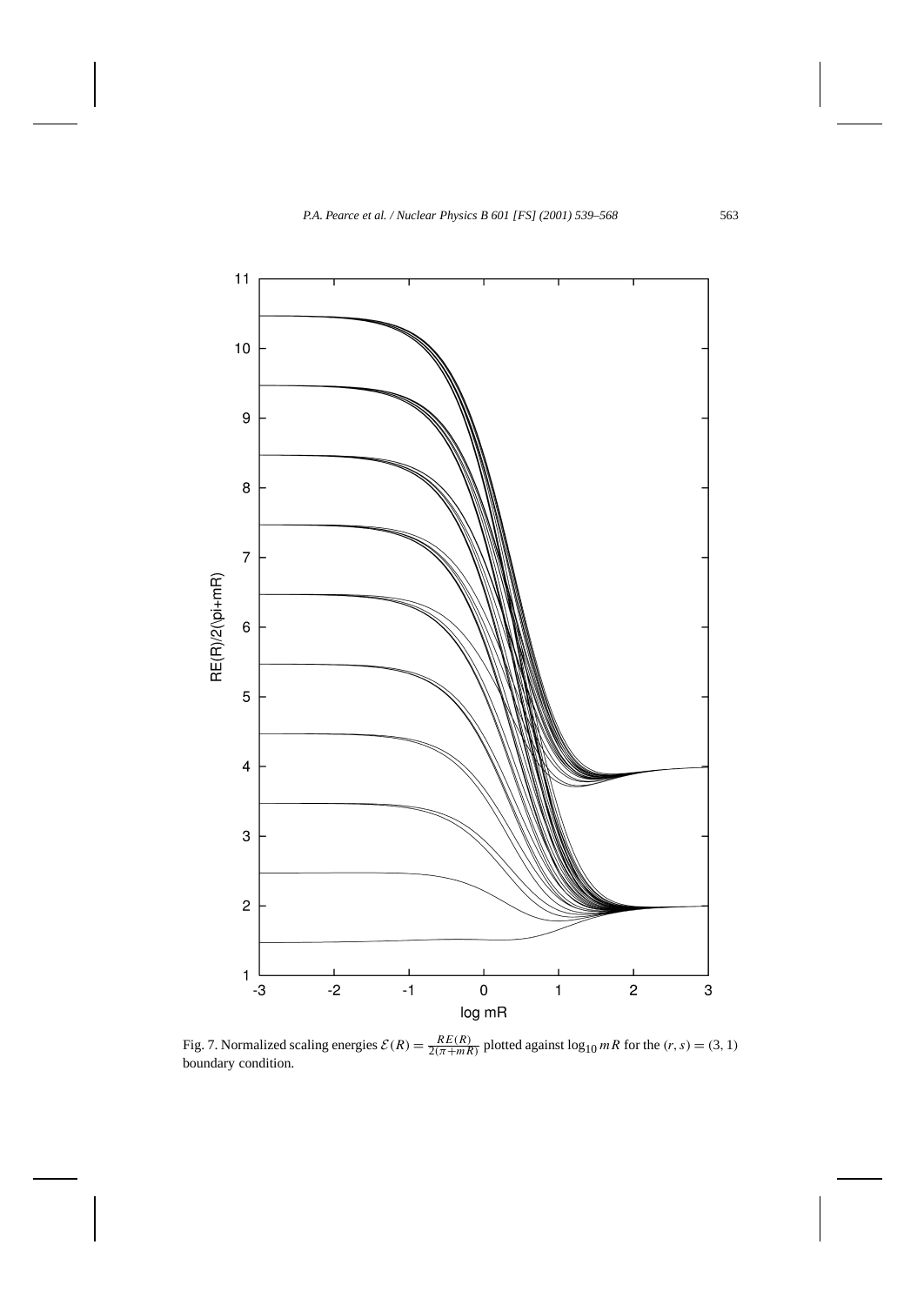Fig. 7. Normalized scaling energies $\mathcal{E}(R) = \frac{RE(R)}{2(\pi + mR)}$ plotted against $\log_{10} mR$ for the $(r, s) = (3, 1)$ boundary condition.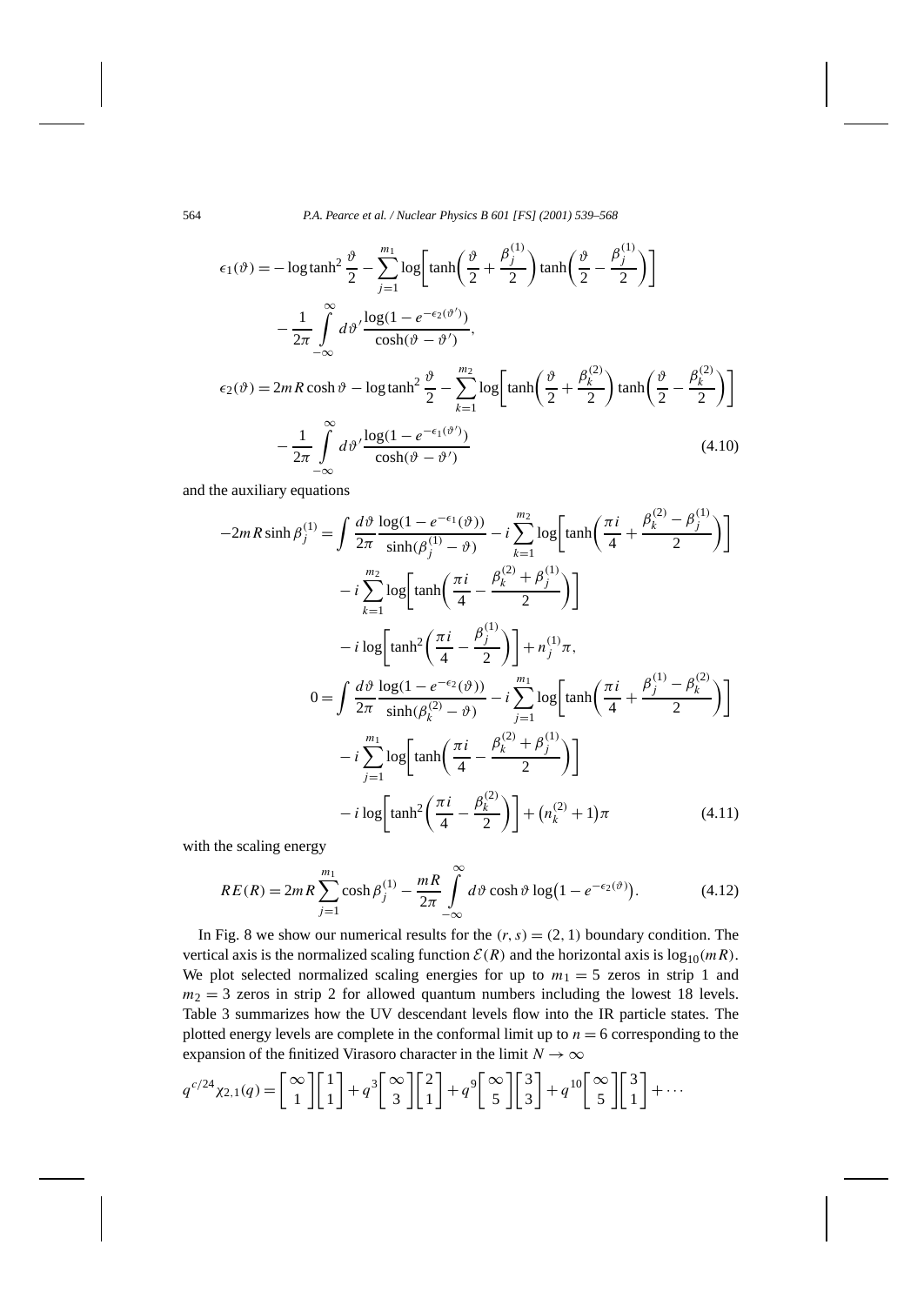$$
\begin{aligned}
\epsilon_1(\vartheta) &= -\log\tanh^2\frac{\vartheta}{2} - \sum_{j=1}^{m_1}\log\left[\tanh\left(\frac{\vartheta}{2}+\frac{\beta_j^{(1)}}{2}\right)\tanh\left(\frac{\vartheta}{2}-\frac{\beta_j^{(1)}}{2}\right)\right] \\
&\quad - \frac{1}{2\pi}\int_{-\infty}^{\infty} d\vartheta' \frac{\log(1-e^{-\epsilon_2(\vartheta')})}{\cosh(\vartheta-\vartheta')}, \\
\epsilon_2(\vartheta) &= 2mR\cosh\vartheta - \log\tanh^2\frac{\vartheta}{2} - \sum_{k=1}^{m_2}\log\left[\tanh\left(\frac{\vartheta}{2}+\frac{\beta_k^{(2)}}{2}\right)\tanh\left(\frac{\vartheta}{2}-\frac{\beta_k^{(2)}}{2}\right)\right] \\
&\quad - \frac{1}{2\pi}\int_{-\infty}^{\infty} d\vartheta' \frac{\log(1-e^{-\epsilon_1(\vartheta')})}{\cosh(\vartheta-\vartheta')}
\end{aligned}
\tag{4.10}
$$

and the auxiliary equations

$$
\begin{aligned}
-2mR\sinh\beta_j^{(1)} &= \int \frac{d\vartheta}{2\pi}\frac{\log(1-e^{-\epsilon_1(\vartheta)})}{\sinh(\beta_j^{(1)}-\vartheta)} - i\sum_{k=1}^{m_2}\log\left[\tanh\left(\frac{\pi i}{4}+\frac{\beta_k^{(2)}-\beta_j^{(1)}}{2}\right)\right] \\
&\quad - i\sum_{k=1}^{m_2}\log\left[\tanh\left(\frac{\pi i}{4}-\frac{\beta_k^{(2)}+\beta_j^{(1)}}{2}\right)\right] \\
&\quad - i\log\left[\tanh^2\left(\frac{\pi i}{4}-\frac{\beta_j^{(1)}}{2}\right)\right] + n_j^{(1)}\pi, \\
0 &= \int \frac{d\vartheta}{2\pi}\frac{\log(1-e^{-\epsilon_2(\vartheta)})}{\sinh(\beta_k^{(2)}-\vartheta)} - i\sum_{j=1}^{m_1}\log\left[\tanh\left(\frac{\pi i}{4}+\frac{\beta_j^{(1)}-\beta_k^{(2)}}{2}\right)\right] \\
&\quad - i\sum_{j=1}^{m_1}\log\left[\tanh\left(\frac{\pi i}{4}-\frac{\beta_k^{(2)}+\beta_j^{(1)}}{2}\right)\right] \\
&\quad - i\log\left[\tanh^2\left(\frac{\pi i}{4}-\frac{\beta_k^{(2)}}{2}\right)\right] + \left(n_k^{(2)}+1\right)\pi
\end{aligned}
\tag{4.11}
$$

with the scaling energy

$$
RE(R) = 2mR\sum_{j=1}^{m_1}\cosh\beta_j^{(1)} - \frac{mR}{2\pi}\int_{-\infty}^{\infty} d\vartheta\cosh\vartheta\log\left(1-e^{-\epsilon_2(\vartheta)}\right).
\tag{4.12}
$$

In Fig. 8 we show our numerical results for the $(r,s)=(2,1)$ boundary condition. The vertical axis is the normalized scaling function $\mathcal{E}(R)$ and the horizontal axis is $\log_{10}(mR)$. We plot selected normalized scaling energies for up to $m_1 = 5$ zeros in strip 1 and $m_2 = 3$ zeros in strip 2 for allowed quantum numbers including the lowest 18 levels. Table 3 summarizes how the UV descendant levels flow into the IR particle states. The plotted energy levels are complete in the conformal limit up to $n = 6$ corresponding to the expansion of the finitized Virasoro character in the limit $N \to \infty$

$$
q^{c/24}\chi_{2,1}(q) = \begin{bmatrix}\infty\\1\end{bmatrix}\begin{bmatrix}1\\1\end{bmatrix} + q^3\begin{bmatrix}\infty\\3\end{bmatrix}\begin{bmatrix}2\\1\end{bmatrix} + q^9\begin{bmatrix}\infty\\5\end{bmatrix}\begin{bmatrix}3\\3\end{bmatrix} + q^{10}\begin{bmatrix}\infty\\5\end{bmatrix}\begin{bmatrix}3\\1\end{bmatrix} + \cdots
$$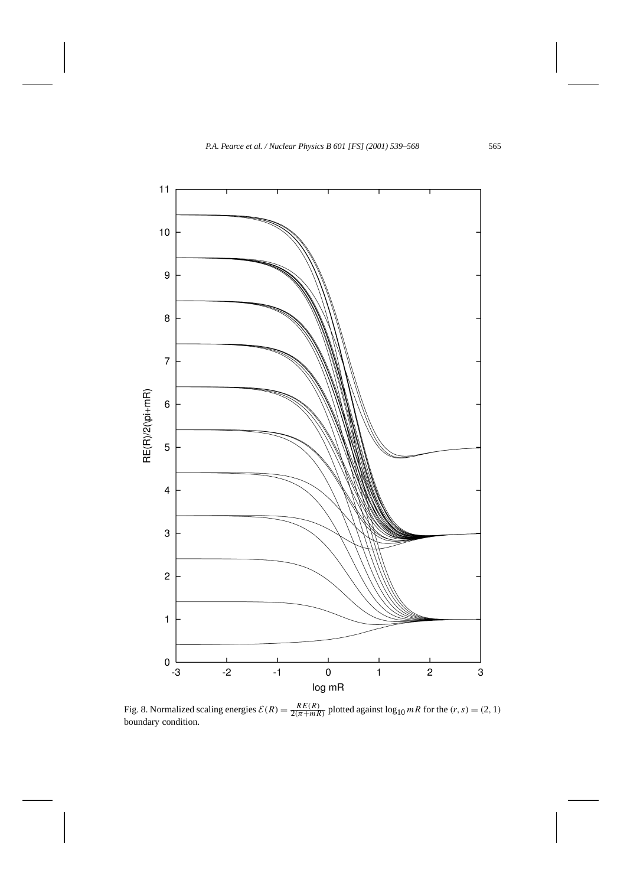Fig. 8. Normalized scaling energies $\mathcal{E}(R) = \frac{RE(R)}{2(\pi + mR)}$ plotted against $\log_{10} mR$ for the $(r, s) = (2, 1)$ boundary condition.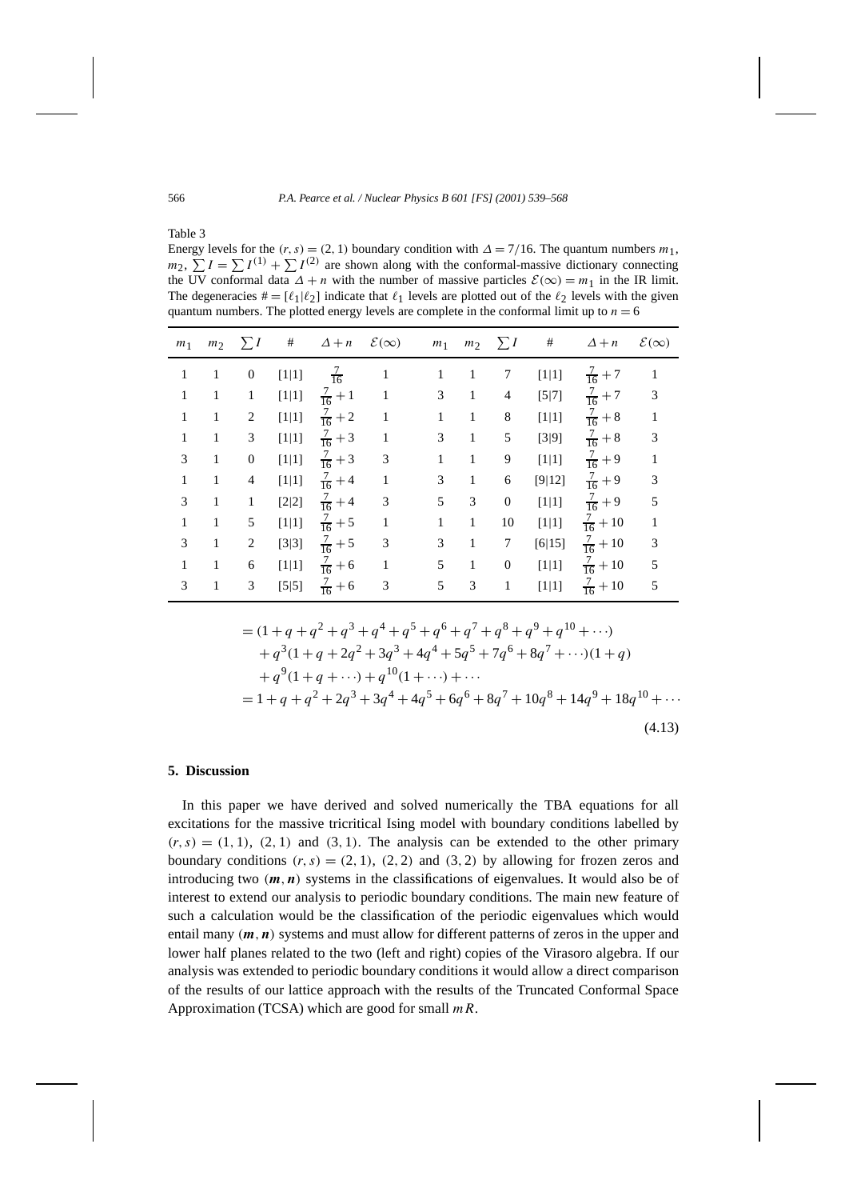Table 3
Energy levels for the $(r,s)=(2,1)$ boundary condition with $\Delta = 7/16$. The quantum numbers $m_1$, $m_2$, $\sum I = \sum I^{(1)} + \sum I^{(2)}$ are shown along with the conformal-massive dictionary connecting the UV conformal data $\Delta + n$ with the number of massive particles $\mathcal{E}(\infty) = m_1$ in the IR limit. The degeneracies $\# = [\ell_1|\ell_2]$ indicate that $\ell_1$ levels are plotted out of the $\ell_2$ levels with the given quantum numbers. The plotted energy levels are complete in the conformal limit up to $n=6$

| $m_1$ | $m_2$ | $\sum I$ | # | $\Delta+n$ | $\mathcal{E}(\infty)$ | $m_1$ | $m_2$ | $\sum I$ | # | $\Delta+n$ | $\mathcal{E}(\infty)$ |
|---|---|---|---|---|---|---|---|---|---|---|---|
| 1 | 1 | 0 | [1\|1] | $\frac{7}{16}$ | 1 | 1 | 1 | 7 | [1\|1] | $\frac{7}{16}+7$ | 1 |
| 1 | 1 | 1 | [1\|1] | $\frac{7}{16}+1$ | 1 | 3 | 1 | 4 | [5\|7] | $\frac{7}{16}+7$ | 3 |
| 1 | 1 | 2 | [1\|1] | $\frac{7}{16}+2$ | 1 | 1 | 1 | 8 | [1\|1] | $\frac{7}{16}+8$ | 1 |
| 1 | 1 | 3 | [1\|1] | $\frac{7}{16}+3$ | 1 | 3 | 1 | 5 | [3\|9] | $\frac{7}{16}+8$ | 3 |
| 3 | 1 | 0 | [1\|1] | $\frac{7}{16}+3$ | 3 | 1 | 1 | 9 | [1\|1] | $\frac{7}{16}+9$ | 1 |
| 1 | 1 | 4 | [1\|1] | $\frac{7}{16}+4$ | 1 | 3 | 1 | 6 | [9\|12] | $\frac{7}{16}+9$ | 3 |
| 3 | 1 | 1 | [2\|2] | $\frac{7}{16}+4$ | 3 | 5 | 3 | 0 | [1\|1] | $\frac{7}{16}+9$ | 5 |
| 1 | 1 | 5 | [1\|1] | $\frac{7}{16}+5$ | 1 | 1 | 1 | 10 | [1\|1] | $\frac{7}{16}+10$ | 1 |
| 3 | 1 | 2 | [3\|3] | $\frac{7}{16}+5$ | 3 | 3 | 1 | 7 | [6\|15] | $\frac{7}{16}+10$ | 3 |
| 1 | 1 | 6 | [1\|1] | $\frac{7}{16}+6$ | 1 | 5 | 1 | 0 | [1\|1] | $\frac{7}{16}+10$ | 5 |
| 3 | 1 | 3 | [5\|5] | $\frac{7}{16}+6$ | 3 | 5 | 3 | 1 | [1\|1] | $\frac{7}{16}+10$ | 5 |

$$
\begin{aligned}
&= (1+q+q^2+q^3+q^4+q^5+q^6+q^7+q^8+q^9+q^{10}+\cdots) \\
&\quad + q^3(1+q+2q^2+3q^3+4q^4+5q^5+7q^6+8q^7+\cdots)(1+q) \\
&\quad + q^9(1+q+\cdots) + q^{10}(1+\cdots)+\cdots \\
&= 1+q+q^2+2q^3+3q^4+4q^5+6q^6+8q^7+10q^8+14q^9+18q^{10}+\cdots
\end{aligned}
\tag{4.13}
$$

## 5. Discussion

In this paper we have derived and solved numerically the TBA equations for all excitations for the massive tricritical Ising model with boundary conditions labelled by $(r,s) = (1,1)$, $(2,1)$ and $(3,1)$. The analysis can be extended to the other primary boundary conditions $(r,s) = (2,1)$, $(2,2)$ and $(3,2)$ by allowing for frozen zeros and introducing two $(\boldsymbol{m},\boldsymbol{n})$ systems in the classifications of eigenvalues. It would also be of interest to extend our analysis to periodic boundary conditions. The main new feature of such a calculation would be the classification of the periodic eigenvalues which would entail many $(\boldsymbol{m},\boldsymbol{n})$ systems and must allow for different patterns of zeros in the upper and lower half planes related to the two (left and right) copies of the Virasoro algebra. If our analysis was extended to periodic boundary conditions it would allow a direct comparison of the results of our lattice approach with the results of the Truncated Conformal Space Approximation (TCSA) which are good for small $mR$.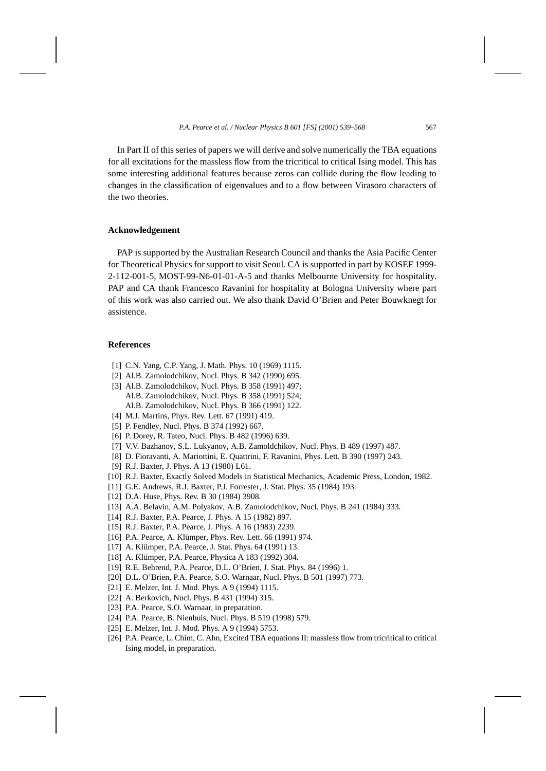In Part II of this series of papers we will derive and solve numerically the TBA equations for all excitations for the massless flow from the tricritical to critical Ising model. This has some interesting additional features because zeros can collide during the flow leading to changes in the classification of eigenvalues and to a flow between Virasoro characters of the two theories.

## Acknowledgement

PAP is supported by the Australian Research Council and thanks the Asia Pacific Center for Theoretical Physics for support to visit Seoul. CA is supported in part by KOSEF 1999-2-112-001-5, MOST-99-N6-01-01-A-5 and thanks Melbourne University for hospitality. PAP and CA thank Francesco Ravanini for hospitality at Bologna University where part of this work was also carried out. We also thank David O'Brien and Peter Bouwknegt for assistence.

## References

[1] C.N. Yang, C.P. Yang, J. Math. Phys. 10 (1969) 1115.
[2] Al.B. Zamolodchikov, Nucl. Phys. B 342 (1990) 695.
[3] Al.B. Zamolodchikov, Nucl. Phys. B 358 (1991) 497;
Al.B. Zamolodchikov, Nucl. Phys. B 358 (1991) 524;
Al.B. Zamolodchikov, Nucl. Phys. B 366 (1991) 122.
[4] M.J. Martins, Phys. Rev. Lett. 67 (1991) 419.
[5] P. Fendley, Nucl. Phys. B 374 (1992) 667.
[6] P. Dorey, R. Tateo, Nucl. Phys. B 482 (1996) 639.
[7] V.V. Bazhanov, S.L. Lukyanov, A.B. Zamoldchikov, Nucl. Phys. B 489 (1997) 487.
[8] D. Fioravanti, A. Mariottini, E. Quattrini, F. Ravanini, Phys. Lett. B 390 (1997) 243.
[9] R.J. Baxter, J. Phys. A 13 (1980) L61.
[10] R.J. Baxter, Exactly Solved Models in Statistical Mechanics, Academic Press, London, 1982.
[11] G.E. Andrews, R.J. Baxter, P.J. Forrester, J. Stat. Phys. 35 (1984) 193.
[12] D.A. Huse, Phys. Rev. B 30 (1984) 3908.
[13] A.A. Belavin, A.M. Polyakov, A.B. Zamolodchikov, Nucl. Phys. B 241 (1984) 333.
[14] R.J. Baxter, P.A. Pearce, J. Phys. A 15 (1982) 897.
[15] R.J. Baxter, P.A. Pearce, J. Phys. A 16 (1983) 2239.
[16] P.A. Pearce, A. Klümper, Phys. Rev. Lett. 66 (1991) 974.
[17] A. Klümper, P.A. Pearce, J. Stat. Phys. 64 (1991) 13.
[18] A. Klümper, P.A. Pearce, Physica A 183 (1992) 304.
[19] R.E. Behrend, P.A. Pearce, D.L. O'Brien, J. Stat. Phys. 84 (1996) 1.
[20] D.L. O'Brien, P.A. Pearce, S.O. Warnaar, Nucl. Phys. B 501 (1997) 773.
[21] E. Melzer, Int. J. Mod. Phys. A 9 (1994) 1115.
[22] A. Berkovich, Nucl. Phys. B 431 (1994) 315.
[23] P.A. Pearce, S.O. Warnaar, in preparation.
[24] P.A. Pearce, B. Nienhuis, Nucl. Phys. B 519 (1998) 579.
[25] E. Melzer, Int. J. Mod. Phys. A 9 (1994) 5753.
[26] P.A. Pearce, L. Chim, C. Ahn, Excited TBA equations II: massless flow from tricritical to critical Ising model, in preparation.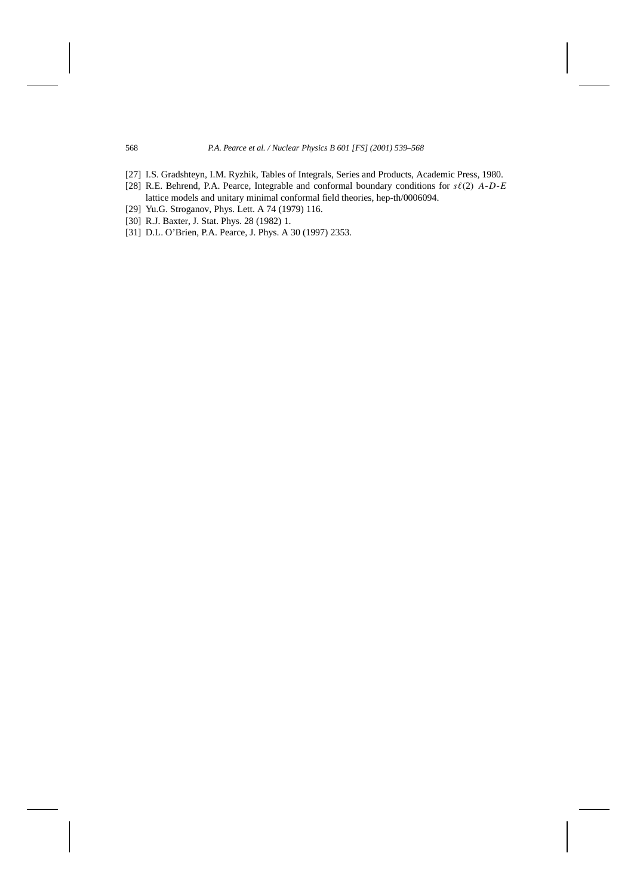[27] I.S. Gradshteyn, I.M. Ryzhik, Tables of Integrals, Series and Products, Academic Press, 1980.

[28] R.E. Behrend, P.A. Pearce, Integrable and conformal boundary conditions for $s\ell(2)$ $A$-$D$-$E$ lattice models and unitary minimal conformal field theories, hep-th/0006094.

[29] Yu.G. Stroganov, Phys. Lett. A 74 (1979) 116.

[30] R.J. Baxter, J. Stat. Phys. 28 (1982) 1.

[31] D.L. O'Brien, P.A. Pearce, J. Phys. A 30 (1997) 2353.